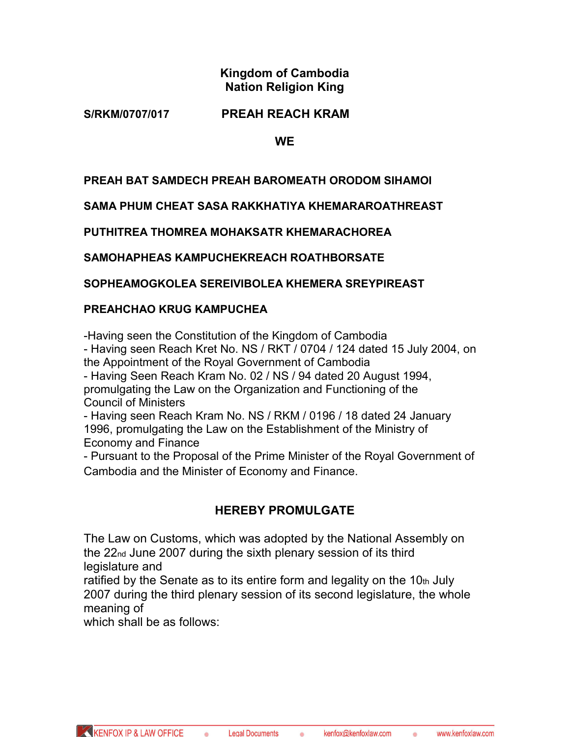**Kingdom of Cambodia**
**Nation Religion King**

**S/RKM/0707/017** **PREAH REACH KRAM**

**WE**

**PREAH BAT SAMDECH PREAH BAROMEATH ORODOM SIHAMOI**

**SAMA PHUM CHEAT SASA RAKKHATIYA KHEMARAROATHREAST**

**PUTHITREA THOMREA MOHAKSATR KHEMARACHOREA**

**SAMOHAPHEAS KAMPUCHEKREACH ROATHBORSATE**

**SOPHEAMOGKOLEA SEREIVIBOLEA KHEMERA SREYPIREAST**

**PREAHCHAO KRUG KAMPUCHEA**

-Having seen the Constitution of the Kingdom of Cambodia
- Having seen Reach Kret No. NS / RKT / 0704 / 124 dated 15 July 2004, on the Appointment of the Royal Government of Cambodia
- Having Seen Reach Kram No. 02 / NS / 94 dated 20 August 1994, promulgating the Law on the Organization and Functioning of the Council of Ministers
- Having seen Reach Kram No. NS / RKM / 0196 / 18 dated 24 January 1996, promulgating the Law on the Establishment of the Ministry of Economy and Finance
- Pursuant to the Proposal of the Prime Minister of the Royal Government of Cambodia and the Minister of Economy and Finance.

**HEREBY PROMULGATE**

The Law on Customs, which was adopted by the National Assembly on the 22nd June 2007 during the sixth plenary session of its third legislature and
ratified by the Senate as to its entire form and legality on the 10th July 2007 during the third plenary session of its second legislature, the whole meaning of
which shall be as follows: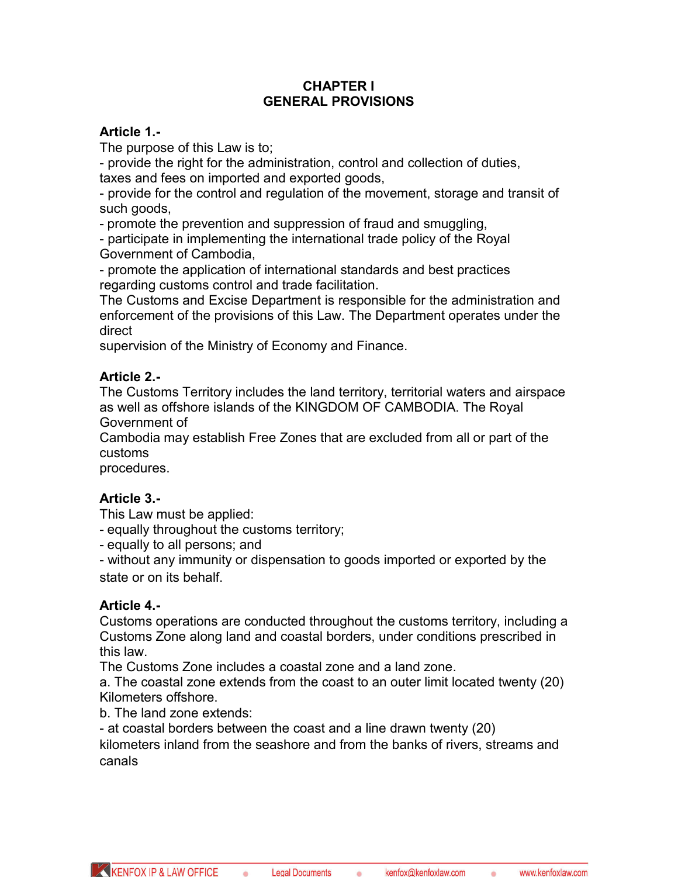# CHAPTER I
# GENERAL PROVISIONS

**Article 1.-**

The purpose of this Law is to;

- provide the right for the administration, control and collection of duties, taxes and fees on imported and exported goods,
- provide for the control and regulation of the movement, storage and transit of such goods,
- promote the prevention and suppression of fraud and smuggling,
- participate in implementing the international trade policy of the Royal Government of Cambodia,
- promote the application of international standards and best practices regarding customs control and trade facilitation.

The Customs and Excise Department is responsible for the administration and enforcement of the provisions of this Law. The Department operates under the direct supervision of the Ministry of Economy and Finance.

**Article 2.-**

The Customs Territory includes the land territory, territorial waters and airspace as well as offshore islands of the KINGDOM OF CAMBODIA. The Royal Government of Cambodia may establish Free Zones that are excluded from all or part of the customs procedures.

**Article 3.-**

This Law must be applied:

- equally throughout the customs territory;
- equally to all persons; and
- without any immunity or dispensation to goods imported or exported by the state or on its behalf.

**Article 4.-**

Customs operations are conducted throughout the customs territory, including a Customs Zone along land and coastal borders, under conditions prescribed in this law.

The Customs Zone includes a coastal zone and a land zone.

a. The coastal zone extends from the coast to an outer limit located twenty (20) Kilometers offshore.

b. The land zone extends:

- at coastal borders between the coast and a line drawn twenty (20) kilometers inland from the seashore and from the banks of rivers, streams and canals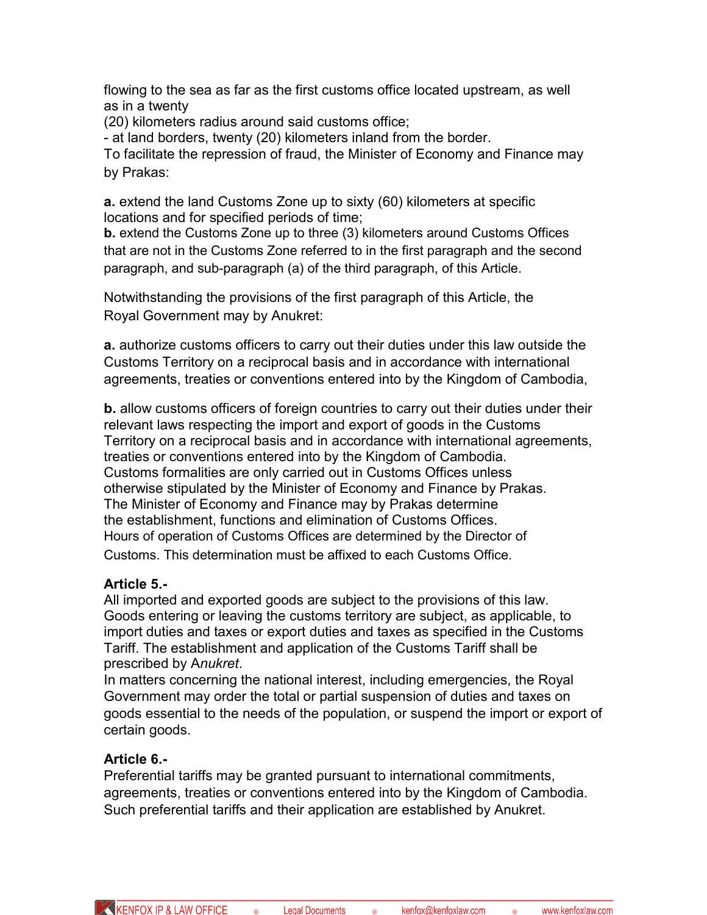flowing to the sea as far as the first customs office located upstream, as well as in a twenty (20) kilometers radius around said customs office;

- at land borders, twenty (20) kilometers inland from the border.

To facilitate the repression of fraud, the Minister of Economy and Finance may by Prakas:

**a.** extend the land Customs Zone up to sixty (60) kilometers at specific locations and for specified periods of time;

**b.** extend the Customs Zone up to three (3) kilometers around Customs Offices that are not in the Customs Zone referred to in the first paragraph and the second paragraph, and sub-paragraph (a) of the third paragraph, of this Article.

Notwithstanding the provisions of the first paragraph of this Article, the Royal Government may by Anukret:

**a.** authorize customs officers to carry out their duties under this law outside the Customs Territory on a reciprocal basis and in accordance with international agreements, treaties or conventions entered into by the Kingdom of Cambodia,

**b.** allow customs officers of foreign countries to carry out their duties under their relevant laws respecting the import and export of goods in the Customs Territory on a reciprocal basis and in accordance with international agreements, treaties or conventions entered into by the Kingdom of Cambodia.

Customs formalities are only carried out in Customs Offices unless otherwise stipulated by the Minister of Economy and Finance by Prakas.

The Minister of Economy and Finance may by Prakas determine the establishment, functions and elimination of Customs Offices.

Hours of operation of Customs Offices are determined by the Director of Customs. This determination must be affixed to each Customs Office.

**Article 5.-**

All imported and exported goods are subject to the provisions of this law. Goods entering or leaving the customs territory are subject, as applicable, to import duties and taxes or export duties and taxes as specified in the Customs Tariff. The establishment and application of the Customs Tariff shall be prescribed by A*nukret*.

In matters concerning the national interest, including emergencies, the Royal Government may order the total or partial suspension of duties and taxes on goods essential to the needs of the population, or suspend the import or export of certain goods.

**Article 6.-**

Preferential tariffs may be granted pursuant to international commitments, agreements, treaties or conventions entered into by the Kingdom of Cambodia. Such preferential tariffs and their application are established by Anukret.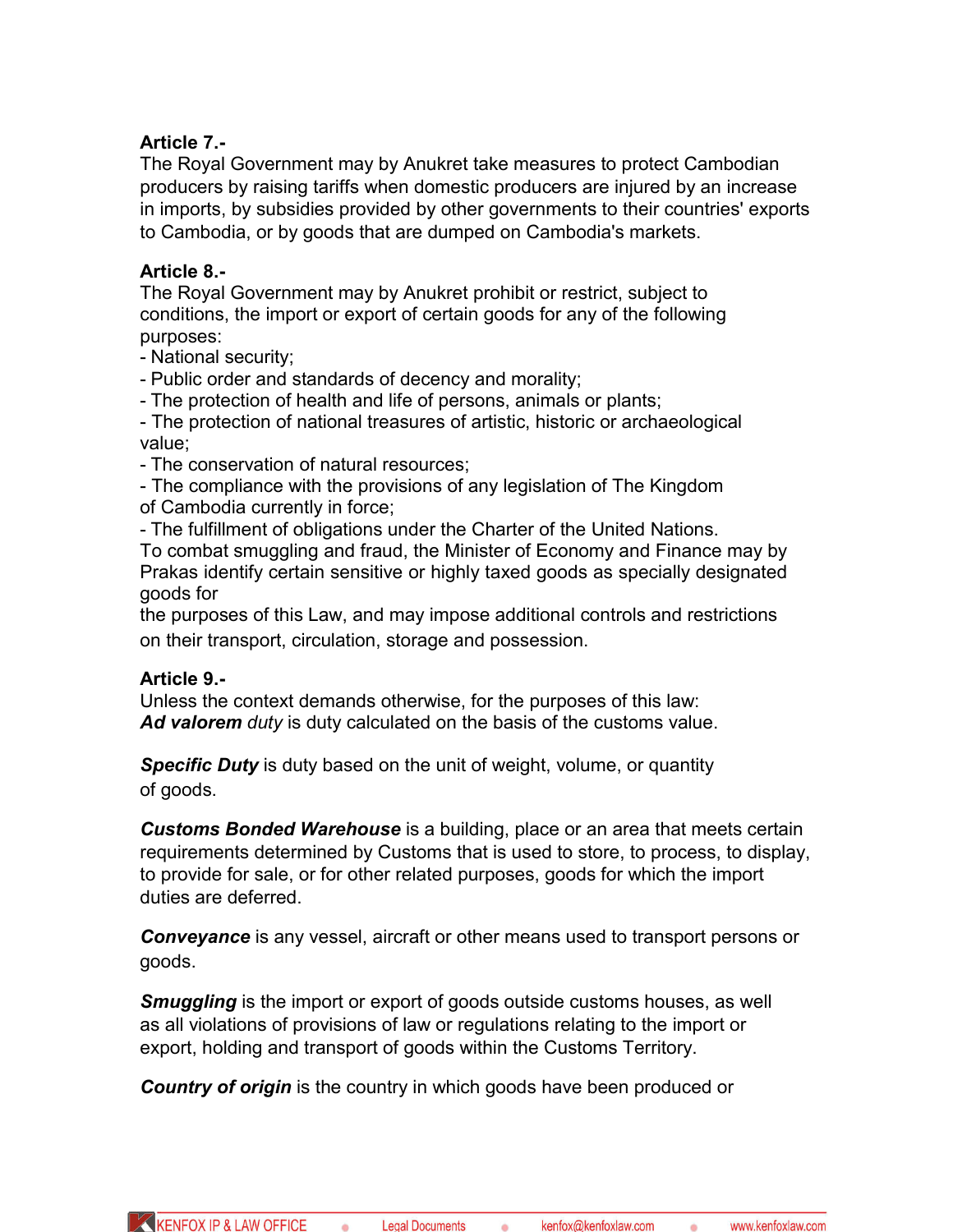**Article 7.-**

The Royal Government may by Anukret take measures to protect Cambodian producers by raising tariffs when domestic producers are injured by an increase in imports, by subsidies provided by other governments to their countries' exports to Cambodia, or by goods that are dumped on Cambodia's markets.

**Article 8.-**

The Royal Government may by Anukret prohibit or restrict, subject to conditions, the import or export of certain goods for any of the following purposes:

- National security;
- Public order and standards of decency and morality;
- The protection of health and life of persons, animals or plants;
- The protection of national treasures of artistic, historic or archaeological value;
- The conservation of natural resources;
- The compliance with the provisions of any legislation of The Kingdom of Cambodia currently in force;
- The fulfillment of obligations under the Charter of the United Nations.

To combat smuggling and fraud, the Minister of Economy and Finance may by Prakas identify certain sensitive or highly taxed goods as specially designated goods for the purposes of this Law, and may impose additional controls and restrictions on their transport, circulation, storage and possession.

**Article 9.-**

Unless the context demands otherwise, for the purposes of this law:

***Ad valorem*** *duty* is duty calculated on the basis of the customs value.

***Specific Duty*** is duty based on the unit of weight, volume, or quantity of goods.

***Customs Bonded Warehouse*** is a building, place or an area that meets certain requirements determined by Customs that is used to store, to process, to display, to provide for sale, or for other related purposes, goods for which the import duties are deferred.

***Conveyance*** is any vessel, aircraft or other means used to transport persons or goods.

***Smuggling*** is the import or export of goods outside customs houses, as well as all violations of provisions of law or regulations relating to the import or export, holding and transport of goods within the Customs Territory.

***Country of origin*** is the country in which goods have been produced or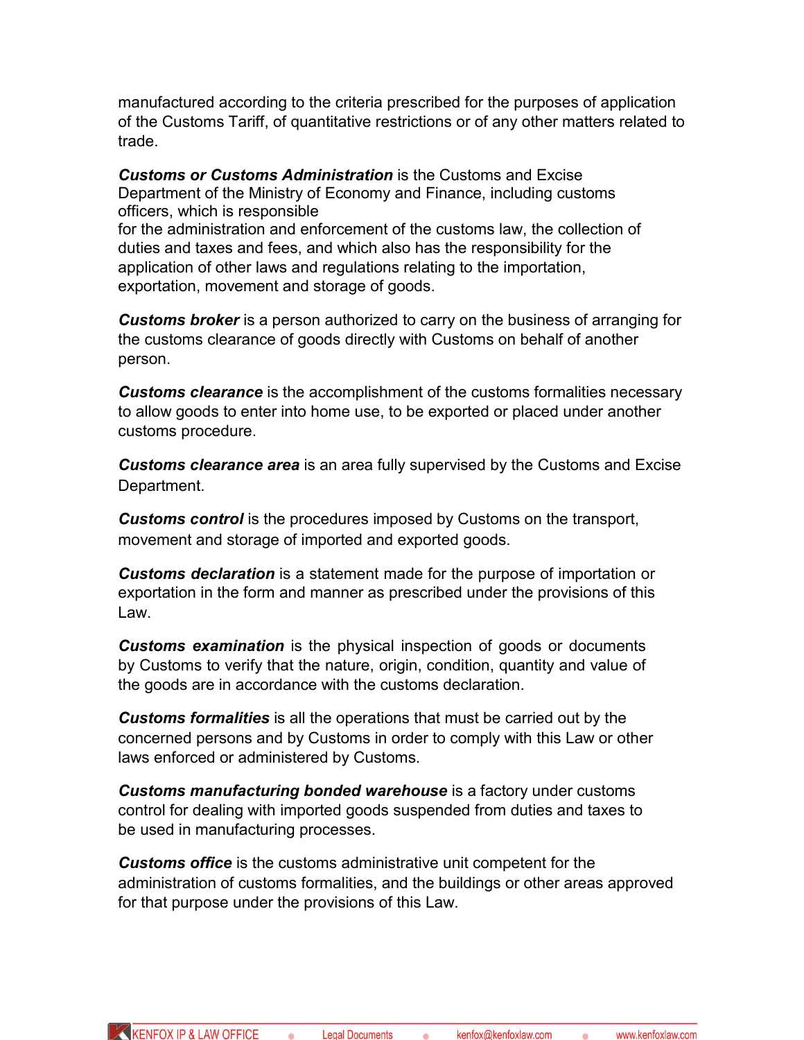manufactured according to the criteria prescribed for the purposes of application of the Customs Tariff, of quantitative restrictions or of any other matters related to trade.

***Customs or Customs Administration*** is the Customs and Excise Department of the Ministry of Economy and Finance, including customs officers, which is responsible for the administration and enforcement of the customs law, the collection of duties and taxes and fees, and which also has the responsibility for the application of other laws and regulations relating to the importation, exportation, movement and storage of goods.

***Customs broker*** is a person authorized to carry on the business of arranging for the customs clearance of goods directly with Customs on behalf of another person.

***Customs clearance*** is the accomplishment of the customs formalities necessary to allow goods to enter into home use, to be exported or placed under another customs procedure.

***Customs clearance area*** is an area fully supervised by the Customs and Excise Department.

***Customs control*** is the procedures imposed by Customs on the transport, movement and storage of imported and exported goods.

***Customs declaration*** is a statement made for the purpose of importation or exportation in the form and manner as prescribed under the provisions of this Law.

***Customs examination*** is the physical inspection of goods or documents by Customs to verify that the nature, origin, condition, quantity and value of the goods are in accordance with the customs declaration.

***Customs formalities*** is all the operations that must be carried out by the concerned persons and by Customs in order to comply with this Law or other laws enforced or administered by Customs.

***Customs manufacturing bonded warehouse*** is a factory under customs control for dealing with imported goods suspended from duties and taxes to be used in manufacturing processes.

***Customs office*** is the customs administrative unit competent for the administration of customs formalities, and the buildings or other areas approved for that purpose under the provisions of this Law.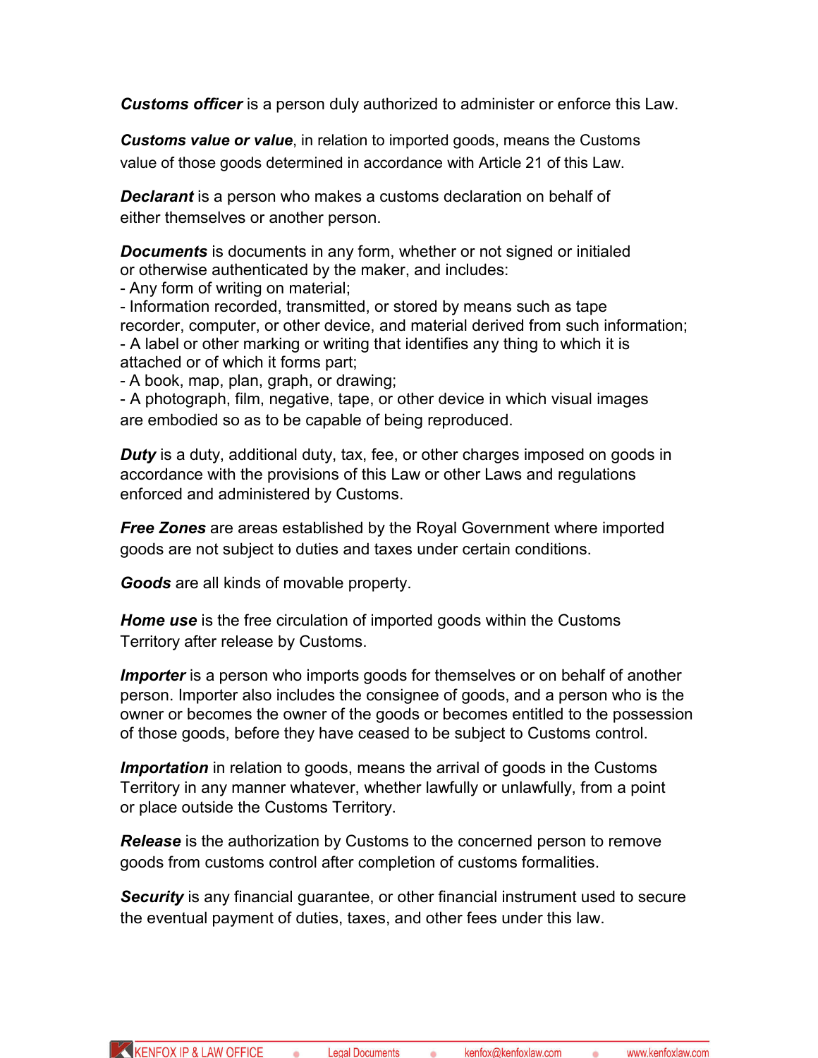***Customs officer*** is a person duly authorized to administer or enforce this Law.

***Customs value or value***, in relation to imported goods, means the Customs value of those goods determined in accordance with Article 21 of this Law.

***Declarant*** is a person who makes a customs declaration on behalf of either themselves or another person.

***Documents*** is documents in any form, whether or not signed or initialed or otherwise authenticated by the maker, and includes:
- Any form of writing on material;
- Information recorded, transmitted, or stored by means such as tape recorder, computer, or other device, and material derived from such information;
- A label or other marking or writing that identifies any thing to which it is attached or of which it forms part;
- A book, map, plan, graph, or drawing;
- A photograph, film, negative, tape, or other device in which visual images are embodied so as to be capable of being reproduced.

***Duty*** is a duty, additional duty, tax, fee, or other charges imposed on goods in accordance with the provisions of this Law or other Laws and regulations enforced and administered by Customs.

***Free Zones*** are areas established by the Royal Government where imported goods are not subject to duties and taxes under certain conditions.

***Goods*** are all kinds of movable property.

***Home use*** is the free circulation of imported goods within the Customs Territory after release by Customs.

***Importer*** is a person who imports goods for themselves or on behalf of another person. Importer also includes the consignee of goods, and a person who is the owner or becomes the owner of the goods or becomes entitled to the possession of those goods, before they have ceased to be subject to Customs control.

***Importation*** in relation to goods, means the arrival of goods in the Customs Territory in any manner whatever, whether lawfully or unlawfully, from a point or place outside the Customs Territory.

***Release*** is the authorization by Customs to the concerned person to remove goods from customs control after completion of customs formalities.

***Security*** is any financial guarantee, or other financial instrument used to secure the eventual payment of duties, taxes, and other fees under this law.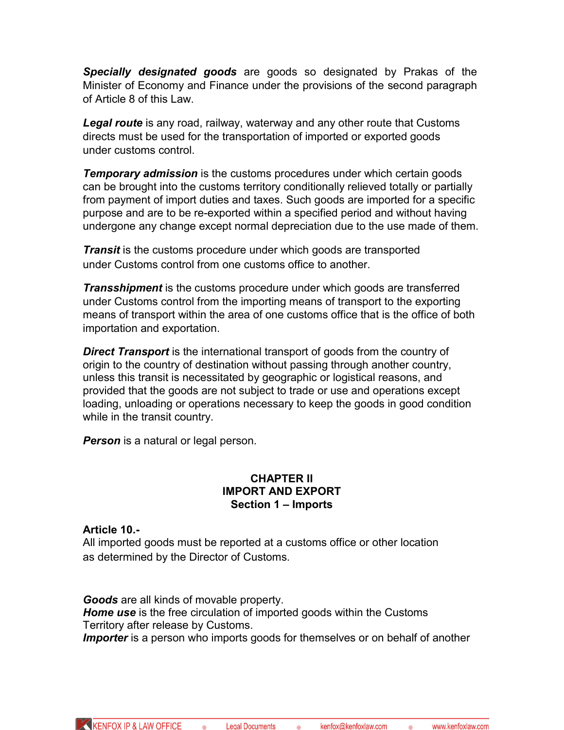***Specially designated goods*** are goods so designated by Prakas of the Minister of Economy and Finance under the provisions of the second paragraph of Article 8 of this Law.

***Legal route*** is any road, railway, waterway and any other route that Customs directs must be used for the transportation of imported or exported goods under customs control.

***Temporary admission*** is the customs procedures under which certain goods can be brought into the customs territory conditionally relieved totally or partially from payment of import duties and taxes. Such goods are imported for a specific purpose and are to be re-exported within a specified period and without having undergone any change except normal depreciation due to the use made of them.

***Transit*** is the customs procedure under which goods are transported under Customs control from one customs office to another.

***Transshipment*** is the customs procedure under which goods are transferred under Customs control from the importing means of transport to the exporting means of transport within the area of one customs office that is the office of both importation and exportation.

***Direct Transport*** is the international transport of goods from the country of origin to the country of destination without passing through another country, unless this transit is necessitated by geographic or logistical reasons, and provided that the goods are not subject to trade or use and operations except loading, unloading or operations necessary to keep the goods in good condition while in the transit country.

***Person*** is a natural or legal person.

## CHAPTER II
## IMPORT AND EXPORT
### Section 1 – Imports

**Article 10.-**
All imported goods must be reported at a customs office or other location as determined by the Director of Customs.

***Goods*** are all kinds of movable property.
***Home use*** is the free circulation of imported goods within the Customs Territory after release by Customs.
***Importer*** is a person who imports goods for themselves or on behalf of another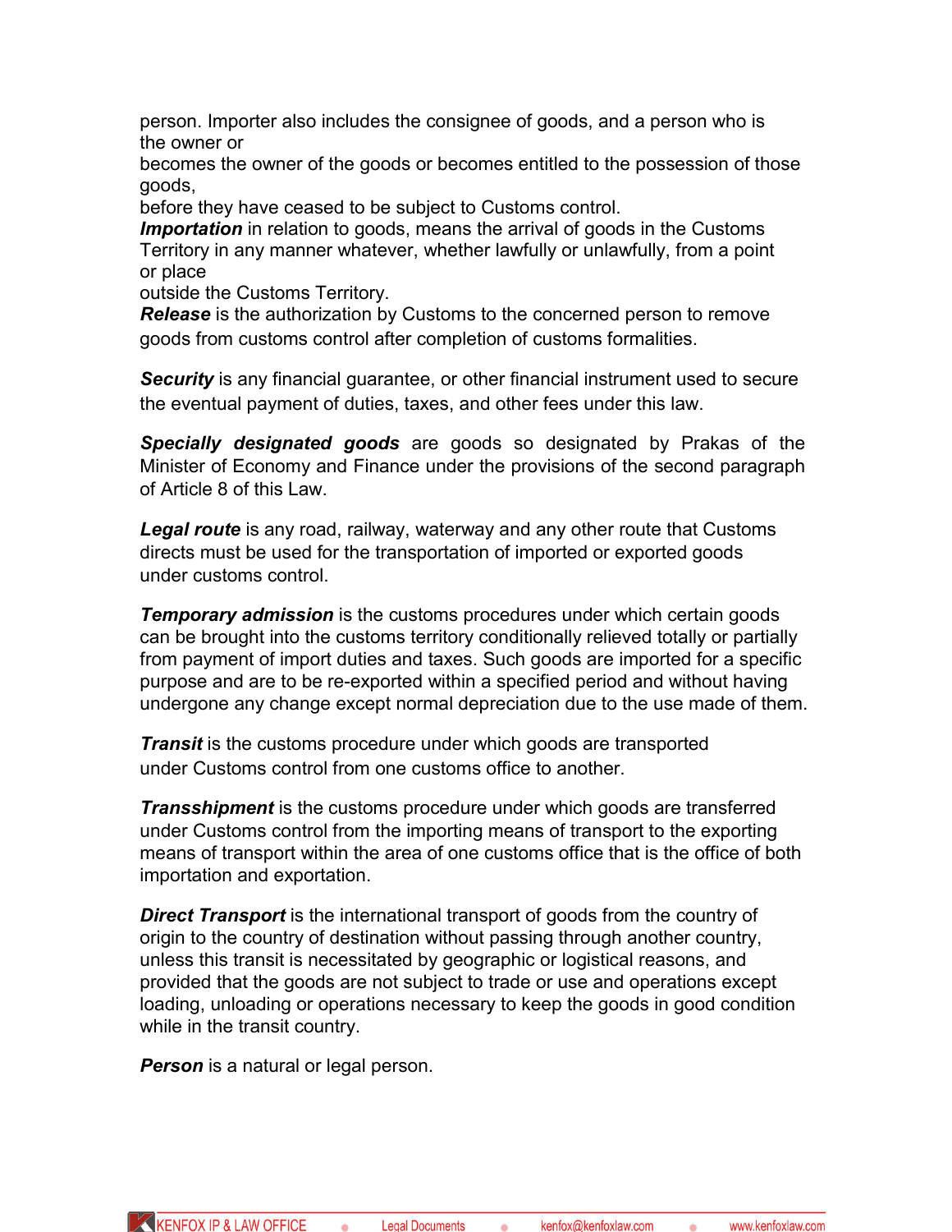person. Importer also includes the consignee of goods, and a person who is the owner or becomes the owner of the goods or becomes entitled to the possession of those goods, before they have ceased to be subject to Customs control.

***Importation*** in relation to goods, means the arrival of goods in the Customs Territory in any manner whatever, whether lawfully or unlawfully, from a point or place outside the Customs Territory.

***Release*** is the authorization by Customs to the concerned person to remove goods from customs control after completion of customs formalities.

***Security*** is any financial guarantee, or other financial instrument used to secure the eventual payment of duties, taxes, and other fees under this law.

***Specially designated goods*** are goods so designated by Prakas of the Minister of Economy and Finance under the provisions of the second paragraph of Article 8 of this Law.

***Legal route*** is any road, railway, waterway and any other route that Customs directs must be used for the transportation of imported or exported goods under customs control.

***Temporary admission*** is the customs procedures under which certain goods can be brought into the customs territory conditionally relieved totally or partially from payment of import duties and taxes. Such goods are imported for a specific purpose and are to be re-exported within a specified period and without having undergone any change except normal depreciation due to the use made of them.

***Transit*** is the customs procedure under which goods are transported under Customs control from one customs office to another.

***Transshipment*** is the customs procedure under which goods are transferred under Customs control from the importing means of transport to the exporting means of transport within the area of one customs office that is the office of both importation and exportation.

***Direct Transport*** is the international transport of goods from the country of origin to the country of destination without passing through another country, unless this transit is necessitated by geographic or logistical reasons, and provided that the goods are not subject to trade or use and operations except loading, unloading or operations necessary to keep the goods in good condition while in the transit country.

***Person*** is a natural or legal person.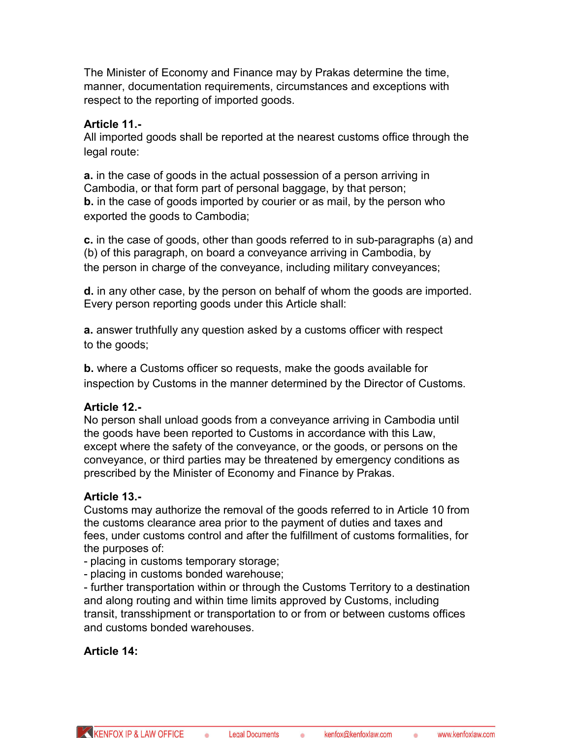The Minister of Economy and Finance may by Prakas determine the time, manner, documentation requirements, circumstances and exceptions with respect to the reporting of imported goods.

**Article 11.-**
All imported goods shall be reported at the nearest customs office through the legal route:

**a.** in the case of goods in the actual possession of a person arriving in Cambodia, or that form part of personal baggage, by that person;
**b.** in the case of goods imported by courier or as mail, by the person who exported the goods to Cambodia;

**c.** in the case of goods, other than goods referred to in sub-paragraphs (a) and (b) of this paragraph, on board a conveyance arriving in Cambodia, by the person in charge of the conveyance, including military conveyances;

**d.** in any other case, by the person on behalf of whom the goods are imported.
Every person reporting goods under this Article shall:

**a.** answer truthfully any question asked by a customs officer with respect to the goods;

**b.** where a Customs officer so requests, make the goods available for inspection by Customs in the manner determined by the Director of Customs.

**Article 12.-**
No person shall unload goods from a conveyance arriving in Cambodia until the goods have been reported to Customs in accordance with this Law, except where the safety of the conveyance, or the goods, or persons on the conveyance, or third parties may be threatened by emergency conditions as prescribed by the Minister of Economy and Finance by Prakas.

**Article 13.-**
Customs may authorize the removal of the goods referred to in Article 10 from the customs clearance area prior to the payment of duties and taxes and fees, under customs control and after the fulfillment of customs formalities, for the purposes of:
- placing in customs temporary storage;
- placing in customs bonded warehouse;
- further transportation within or through the Customs Territory to a destination and along routing and within time limits approved by Customs, including transit, transshipment or transportation to or from or between customs offices and customs bonded warehouses.

**Article 14:**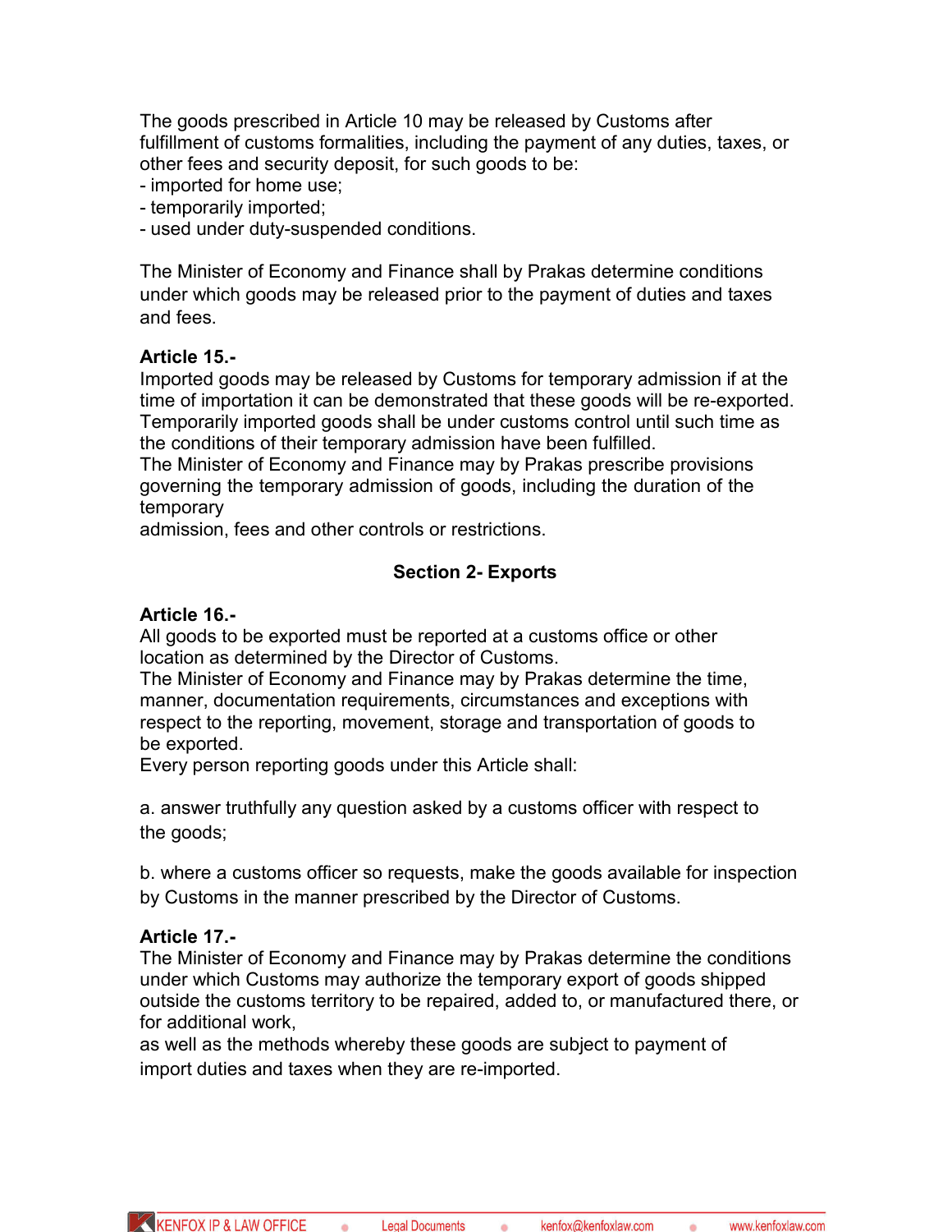The goods prescribed in Article 10 may be released by Customs after fulfillment of customs formalities, including the payment of any duties, taxes, or other fees and security deposit, for such goods to be:
- imported for home use;
- temporarily imported;
- used under duty-suspended conditions.

The Minister of Economy and Finance shall by Prakas determine conditions under which goods may be released prior to the payment of duties and taxes and fees.

**Article 15.-**
Imported goods may be released by Customs for temporary admission if at the time of importation it can be demonstrated that these goods will be re-exported. Temporarily imported goods shall be under customs control until such time as the conditions of their temporary admission have been fulfilled.
The Minister of Economy and Finance may by Prakas prescribe provisions governing the temporary admission of goods, including the duration of the temporary admission, fees and other controls or restrictions.

## Section 2- Exports

**Article 16.-**
All goods to be exported must be reported at a customs office or other location as determined by the Director of Customs.
The Minister of Economy and Finance may by Prakas determine the time, manner, documentation requirements, circumstances and exceptions with respect to the reporting, movement, storage and transportation of goods to be exported.
Every person reporting goods under this Article shall:

a. answer truthfully any question asked by a customs officer with respect to the goods;

b. where a customs officer so requests, make the goods available for inspection by Customs in the manner prescribed by the Director of Customs.

**Article 17.-**
The Minister of Economy and Finance may by Prakas determine the conditions under which Customs may authorize the temporary export of goods shipped outside the customs territory to be repaired, added to, or manufactured there, or for additional work, as well as the methods whereby these goods are subject to payment of import duties and taxes when they are re-imported.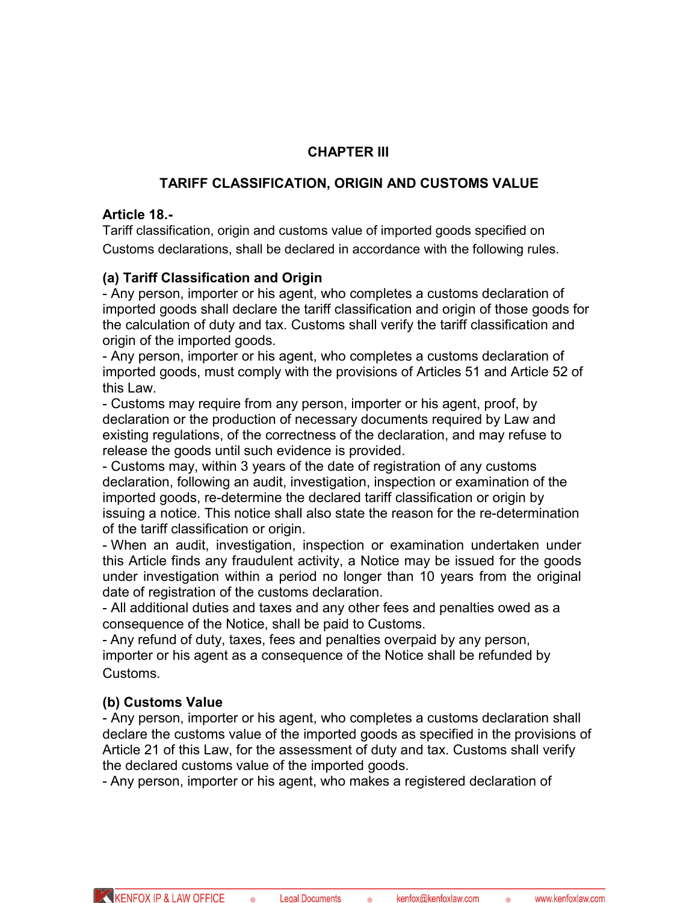## CHAPTER III

## TARIFF CLASSIFICATION, ORIGIN AND CUSTOMS VALUE

**Article 18.-**
Tariff classification, origin and customs value of imported goods specified on Customs declarations, shall be declared in accordance with the following rules.

**(a) Tariff Classification and Origin**
- Any person, importer or his agent, who completes a customs declaration of imported goods shall declare the tariff classification and origin of those goods for the calculation of duty and tax. Customs shall verify the tariff classification and origin of the imported goods.
- Any person, importer or his agent, who completes a customs declaration of imported goods, must comply with the provisions of Articles 51 and Article 52 of this Law.
- Customs may require from any person, importer or his agent, proof, by declaration or the production of necessary documents required by Law and existing regulations, of the correctness of the declaration, and may refuse to release the goods until such evidence is provided.
- Customs may, within 3 years of the date of registration of any customs declaration, following an audit, investigation, inspection or examination of the imported goods, re-determine the declared tariff classification or origin by issuing a notice. This notice shall also state the reason for the re-determination of the tariff classification or origin.
- When an audit, investigation, inspection or examination undertaken under this Article finds any fraudulent activity, a Notice may be issued for the goods under investigation within a period no longer than 10 years from the original date of registration of the customs declaration.
- All additional duties and taxes and any other fees and penalties owed as a consequence of the Notice, shall be paid to Customs.
- Any refund of duty, taxes, fees and penalties overpaid by any person, importer or his agent as a consequence of the Notice shall be refunded by Customs.

**(b) Customs Value**
- Any person, importer or his agent, who completes a customs declaration shall declare the customs value of the imported goods as specified in the provisions of Article 21 of this Law, for the assessment of duty and tax. Customs shall verify the declared customs value of the imported goods.
- Any person, importer or his agent, who makes a registered declaration of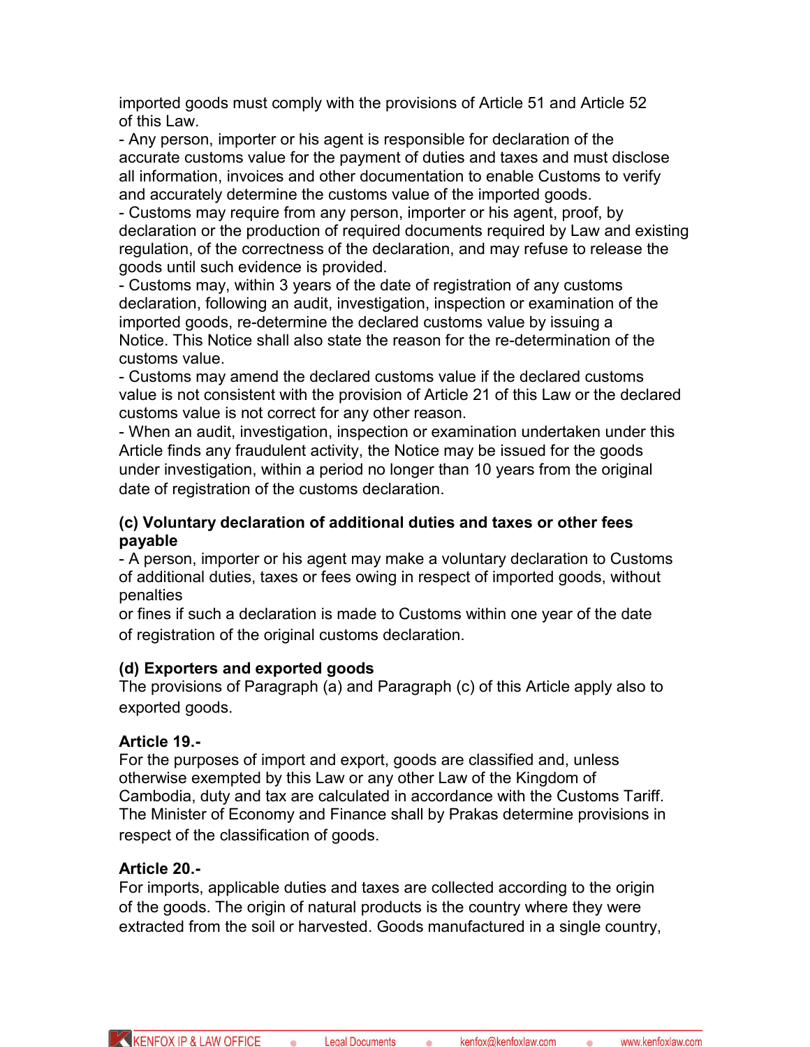imported goods must comply with the provisions of Article 51 and Article 52 of this Law.

- Any person, importer or his agent is responsible for declaration of the accurate customs value for the payment of duties and taxes and must disclose all information, invoices and other documentation to enable Customs to verify and accurately determine the customs value of the imported goods.
- Customs may require from any person, importer or his agent, proof, by declaration or the production of required documents required by Law and existing regulation, of the correctness of the declaration, and may refuse to release the goods until such evidence is provided.
- Customs may, within 3 years of the date of registration of any customs declaration, following an audit, investigation, inspection or examination of the imported goods, re-determine the declared customs value by issuing a Notice. This Notice shall also state the reason for the re-determination of the customs value.
- Customs may amend the declared customs value if the declared customs value is not consistent with the provision of Article 21 of this Law or the declared customs value is not correct for any other reason.
- When an audit, investigation, inspection or examination undertaken under this Article finds any fraudulent activity, the Notice may be issued for the goods under investigation, within a period no longer than 10 years from the original date of registration of the customs declaration.

**(c) Voluntary declaration of additional duties and taxes or other fees payable**

- A person, importer or his agent may make a voluntary declaration to Customs of additional duties, taxes or fees owing in respect of imported goods, without penalties or fines if such a declaration is made to Customs within one year of the date of registration of the original customs declaration.

**(d) Exporters and exported goods**

The provisions of Paragraph (a) and Paragraph (c) of this Article apply also to exported goods.

**Article 19.-**

For the purposes of import and export, goods are classified and, unless otherwise exempted by this Law or any other Law of the Kingdom of Cambodia, duty and tax are calculated in accordance with the Customs Tariff. The Minister of Economy and Finance shall by Prakas determine provisions in respect of the classification of goods.

**Article 20.-**

For imports, applicable duties and taxes are collected according to the origin of the goods. The origin of natural products is the country where they were extracted from the soil or harvested. Goods manufactured in a single country,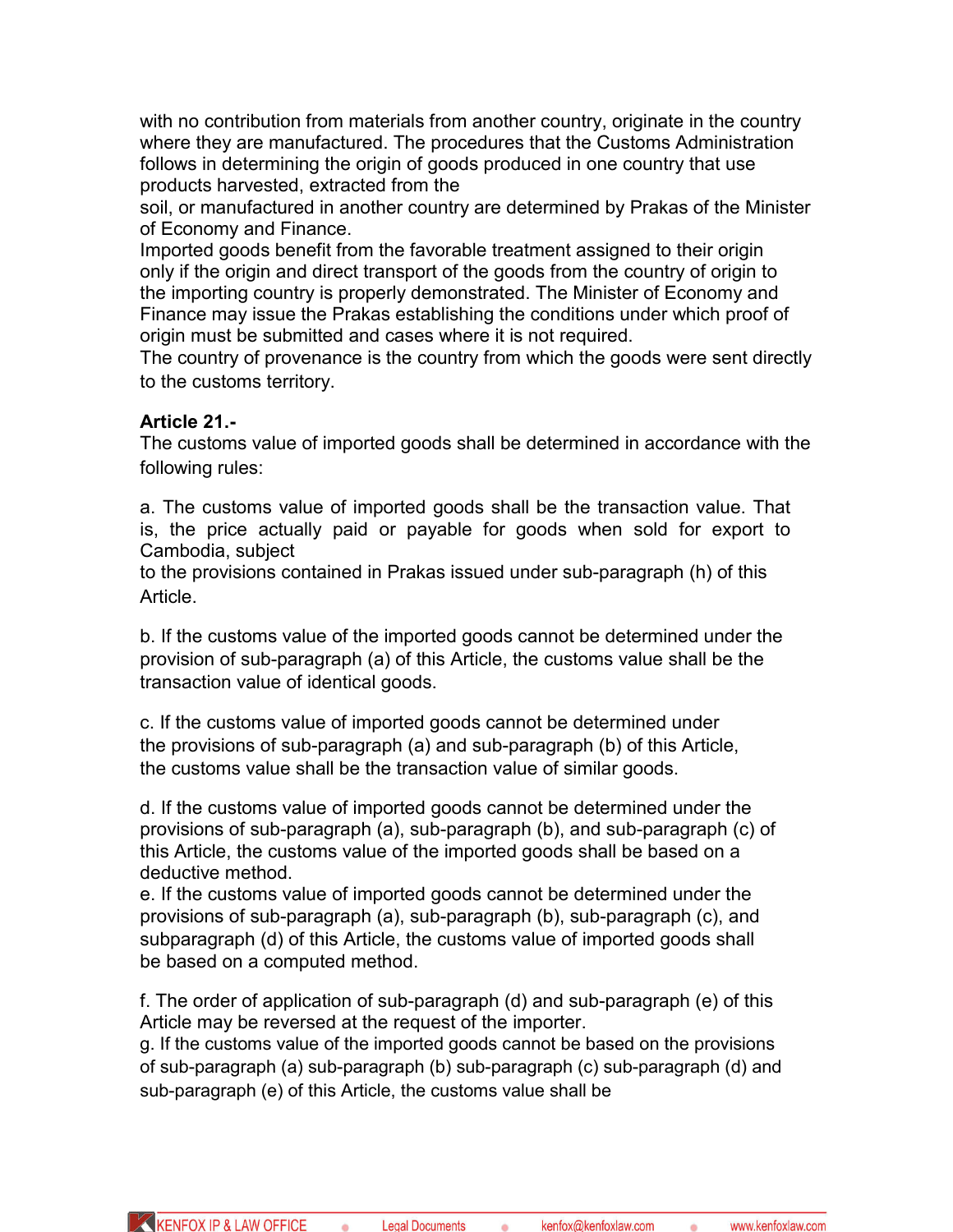with no contribution from materials from another country, originate in the country where they are manufactured. The procedures that the Customs Administration follows in determining the origin of goods produced in one country that use products harvested, extracted from the soil, or manufactured in another country are determined by Prakas of the Minister of Economy and Finance.

Imported goods benefit from the favorable treatment assigned to their origin only if the origin and direct transport of the goods from the country of origin to the importing country is properly demonstrated. The Minister of Economy and Finance may issue the Prakas establishing the conditions under which proof of origin must be submitted and cases where it is not required.

The country of provenance is the country from which the goods were sent directly to the customs territory.

**Article 21.-**

The customs value of imported goods shall be determined in accordance with the following rules:

a. The customs value of imported goods shall be the transaction value. That is, the price actually paid or payable for goods when sold for export to Cambodia, subject to the provisions contained in Prakas issued under sub-paragraph (h) of this Article.

b. If the customs value of the imported goods cannot be determined under the provision of sub-paragraph (a) of this Article, the customs value shall be the transaction value of identical goods.

c. If the customs value of imported goods cannot be determined under the provisions of sub-paragraph (a) and sub-paragraph (b) of this Article, the customs value shall be the transaction value of similar goods.

d. If the customs value of imported goods cannot be determined under the provisions of sub-paragraph (a), sub-paragraph (b), and sub-paragraph (c) of this Article, the customs value of the imported goods shall be based on a deductive method.

e. If the customs value of imported goods cannot be determined under the provisions of sub-paragraph (a), sub-paragraph (b), sub-paragraph (c), and subparagraph (d) of this Article, the customs value of imported goods shall be based on a computed method.

f. The order of application of sub-paragraph (d) and sub-paragraph (e) of this Article may be reversed at the request of the importer.

g. If the customs value of the imported goods cannot be based on the provisions of sub-paragraph (a) sub-paragraph (b) sub-paragraph (c) sub-paragraph (d) and sub-paragraph (e) of this Article, the customs value shall be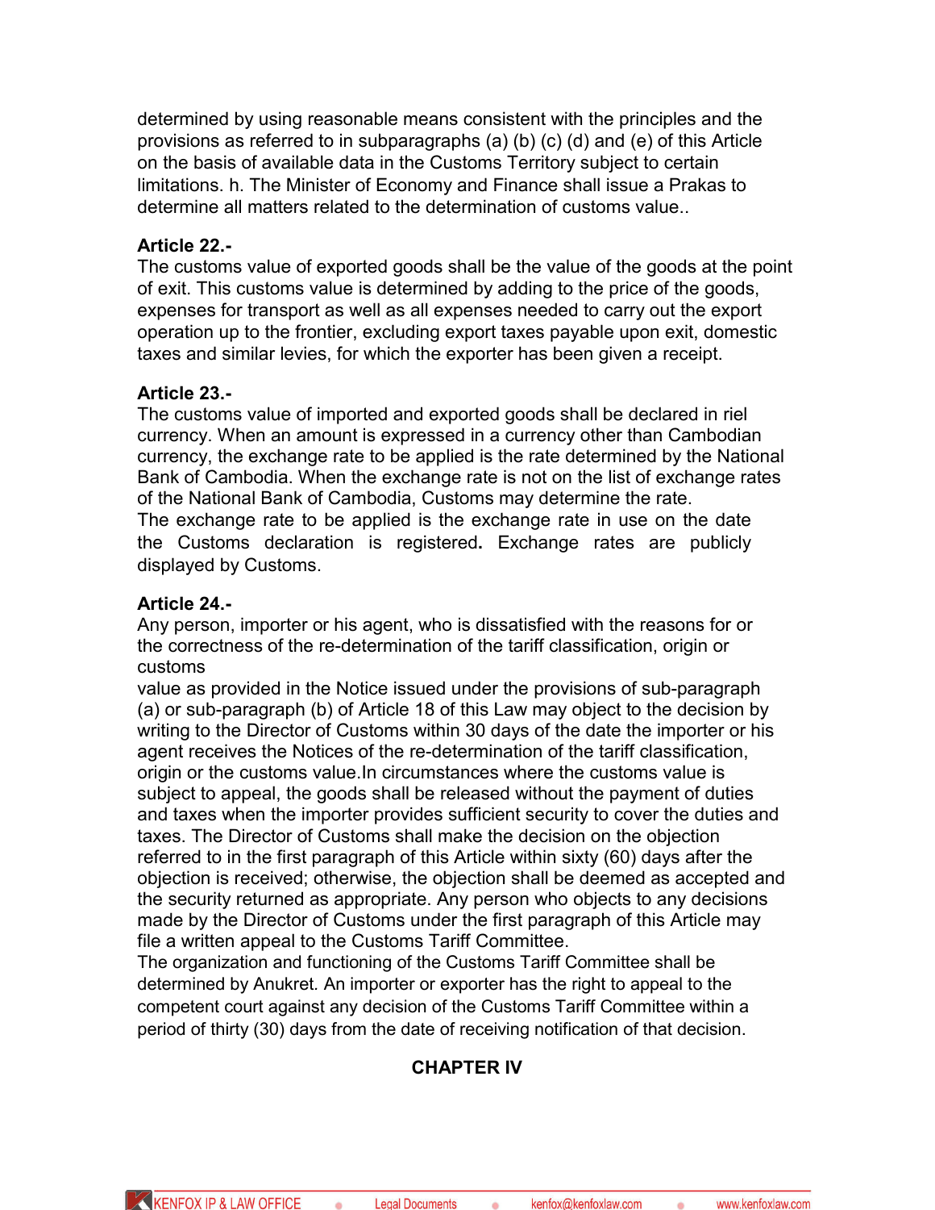determined by using reasonable means consistent with the principles and the provisions as referred to in subparagraphs (a) (b) (c) (d) and (e) of this Article on the basis of available data in the Customs Territory subject to certain limitations. h. The Minister of Economy and Finance shall issue a Prakas to determine all matters related to the determination of customs value..

**Article 22.-**

The customs value of exported goods shall be the value of the goods at the point of exit. This customs value is determined by adding to the price of the goods, expenses for transport as well as all expenses needed to carry out the export operation up to the frontier, excluding export taxes payable upon exit, domestic taxes and similar levies, for which the exporter has been given a receipt.

**Article 23.-**

The customs value of imported and exported goods shall be declared in riel currency. When an amount is expressed in a currency other than Cambodian currency, the exchange rate to be applied is the rate determined by the National Bank of Cambodia. When the exchange rate is not on the list of exchange rates of the National Bank of Cambodia, Customs may determine the rate.
The exchange rate to be applied is the exchange rate in use on the date the Customs declaration is registered**.** Exchange rates are publicly displayed by Customs.

**Article 24.-**

Any person, importer or his agent, who is dissatisfied with the reasons for or the correctness of the re-determination of the tariff classification, origin or customs
value as provided in the Notice issued under the provisions of sub-paragraph (a) or sub-paragraph (b) of Article 18 of this Law may object to the decision by writing to the Director of Customs within 30 days of the date the importer or his agent receives the Notices of the re-determination of the tariff classification, origin or the customs value.In circumstances where the customs value is subject to appeal, the goods shall be released without the payment of duties and taxes when the importer provides sufficient security to cover the duties and taxes. The Director of Customs shall make the decision on the objection referred to in the first paragraph of this Article within sixty (60) days after the objection is received; otherwise, the objection shall be deemed as accepted and the security returned as appropriate. Any person who objects to any decisions made by the Director of Customs under the first paragraph of this Article may file a written appeal to the Customs Tariff Committee.
The organization and functioning of the Customs Tariff Committee shall be determined by Anukret. An importer or exporter has the right to appeal to the competent court against any decision of the Customs Tariff Committee within a period of thirty (30) days from the date of receiving notification of that decision.

## CHAPTER IV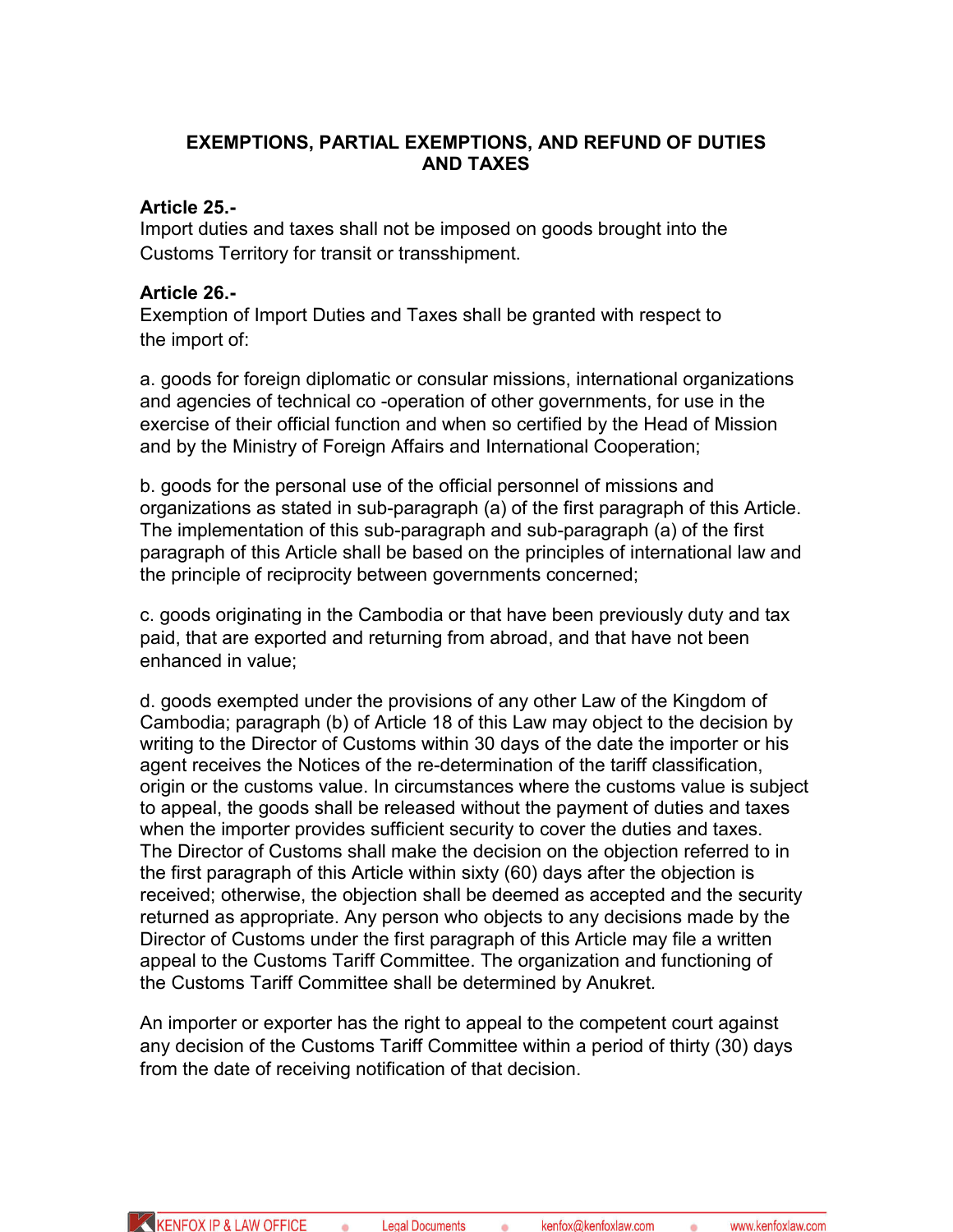## EXEMPTIONS, PARTIAL EXEMPTIONS, AND REFUND OF DUTIES AND TAXES

**Article 25.-**
Import duties and taxes shall not be imposed on goods brought into the Customs Territory for transit or transshipment.

**Article 26.-**
Exemption of Import Duties and Taxes shall be granted with respect to the import of:

a. goods for foreign diplomatic or consular missions, international organizations and agencies of technical co -operation of other governments, for use in the exercise of their official function and when so certified by the Head of Mission and by the Ministry of Foreign Affairs and International Cooperation;

b. goods for the personal use of the official personnel of missions and organizations as stated in sub-paragraph (a) of the first paragraph of this Article. The implementation of this sub-paragraph and sub-paragraph (a) of the first paragraph of this Article shall be based on the principles of international law and the principle of reciprocity between governments concerned;

c. goods originating in the Cambodia or that have been previously duty and tax paid, that are exported and returning from abroad, and that have not been enhanced in value;

d. goods exempted under the provisions of any other Law of the Kingdom of Cambodia; paragraph (b) of Article 18 of this Law may object to the decision by writing to the Director of Customs within 30 days of the date the importer or his agent receives the Notices of the re-determination of the tariff classification, origin or the customs value. In circumstances where the customs value is subject to appeal, the goods shall be released without the payment of duties and taxes when the importer provides sufficient security to cover the duties and taxes. The Director of Customs shall make the decision on the objection referred to in the first paragraph of this Article within sixty (60) days after the objection is received; otherwise, the objection shall be deemed as accepted and the security returned as appropriate. Any person who objects to any decisions made by the Director of Customs under the first paragraph of this Article may file a written appeal to the Customs Tariff Committee. The organization and functioning of the Customs Tariff Committee shall be determined by Anukret.

An importer or exporter has the right to appeal to the competent court against any decision of the Customs Tariff Committee within a period of thirty (30) days from the date of receiving notification of that decision.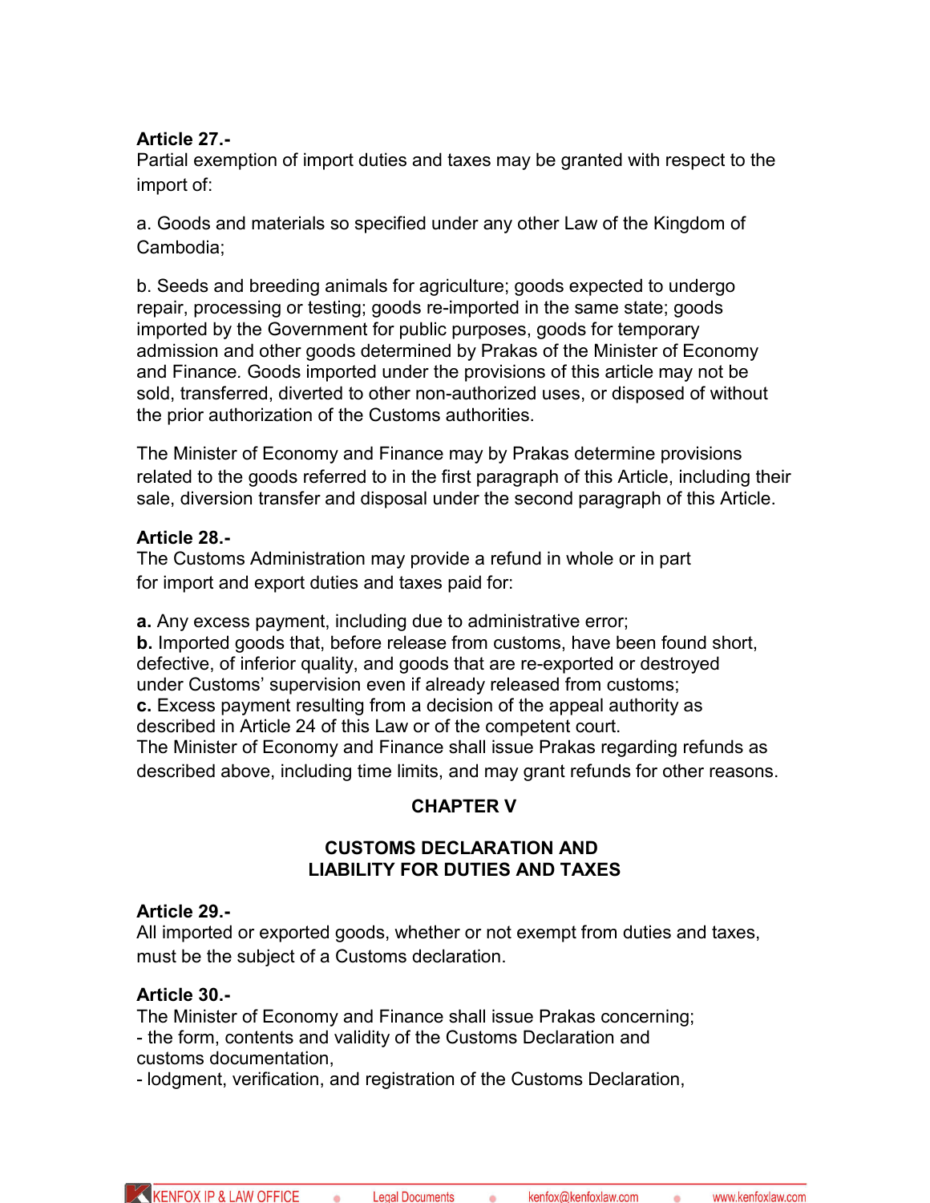**Article 27.-**
Partial exemption of import duties and taxes may be granted with respect to the import of:

a. Goods and materials so specified under any other Law of the Kingdom of Cambodia;

b. Seeds and breeding animals for agriculture; goods expected to undergo repair, processing or testing; goods re-imported in the same state; goods imported by the Government for public purposes, goods for temporary admission and other goods determined by Prakas of the Minister of Economy and Finance. Goods imported under the provisions of this article may not be sold, transferred, diverted to other non-authorized uses, or disposed of without the prior authorization of the Customs authorities.

The Minister of Economy and Finance may by Prakas determine provisions related to the goods referred to in the first paragraph of this Article, including their sale, diversion transfer and disposal under the second paragraph of this Article.

**Article 28.-**
The Customs Administration may provide a refund in whole or in part for import and export duties and taxes paid for:

**a.** Any excess payment, including due to administrative error;
**b.** Imported goods that, before release from customs, have been found short, defective, of inferior quality, and goods that are re-exported or destroyed under Customs' supervision even if already released from customs;
**c.** Excess payment resulting from a decision of the appeal authority as described in Article 24 of this Law or of the competent court.
The Minister of Economy and Finance shall issue Prakas regarding refunds as described above, including time limits, and may grant refunds for other reasons.

## CHAPTER V

## CUSTOMS DECLARATION AND LIABILITY FOR DUTIES AND TAXES

**Article 29.-**
All imported or exported goods, whether or not exempt from duties and taxes, must be the subject of a Customs declaration.

**Article 30.-**
The Minister of Economy and Finance shall issue Prakas concerning;
- the form, contents and validity of the Customs Declaration and customs documentation,
- lodgment, verification, and registration of the Customs Declaration,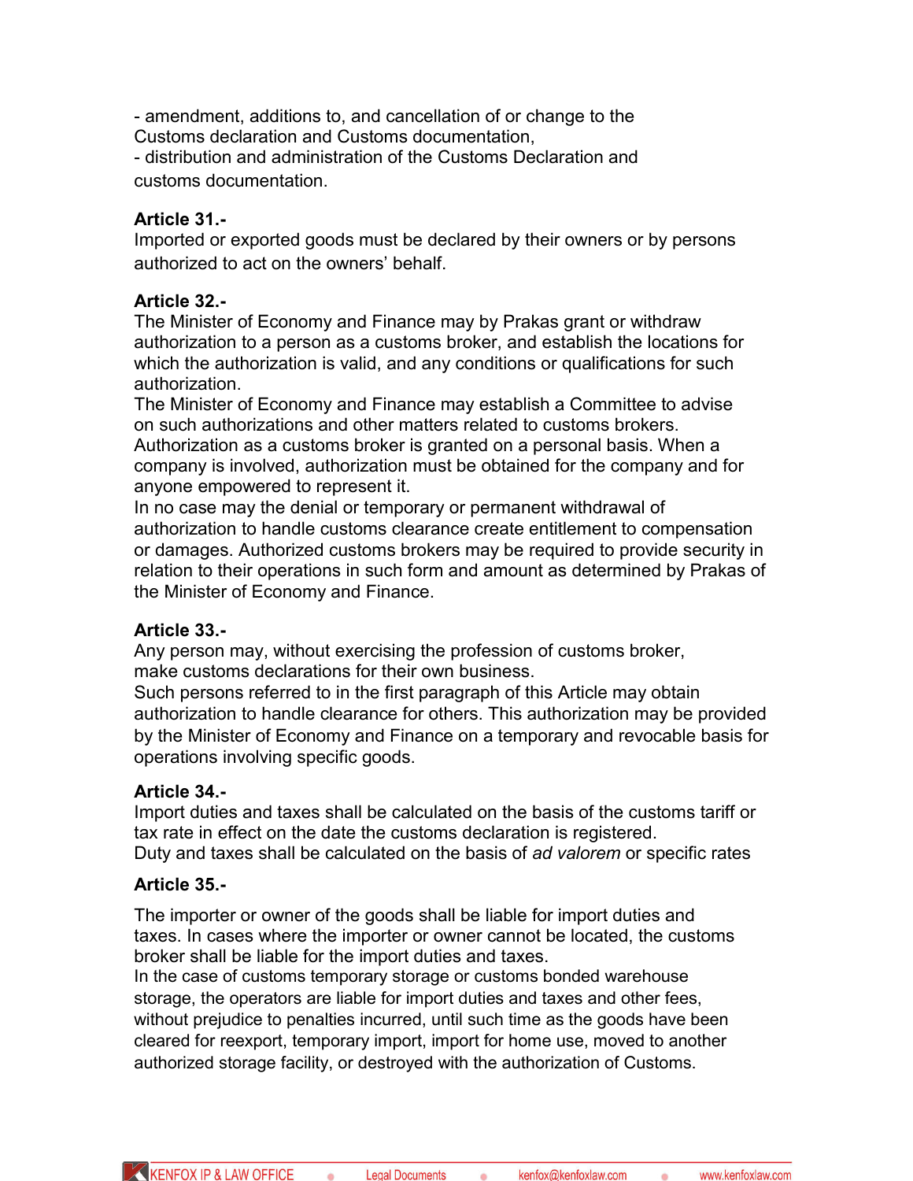- amendment, additions to, and cancellation of or change to the Customs declaration and Customs documentation,
- distribution and administration of the Customs Declaration and customs documentation.

**Article 31.-**

Imported or exported goods must be declared by their owners or by persons authorized to act on the owners' behalf.

**Article 32.-**

The Minister of Economy and Finance may by Prakas grant or withdraw authorization to a person as a customs broker, and establish the locations for which the authorization is valid, and any conditions or qualifications for such authorization.

The Minister of Economy and Finance may establish a Committee to advise on such authorizations and other matters related to customs brokers.

Authorization as a customs broker is granted on a personal basis. When a company is involved, authorization must be obtained for the company and for anyone empowered to represent it.

In no case may the denial or temporary or permanent withdrawal of authorization to handle customs clearance create entitlement to compensation or damages. Authorized customs brokers may be required to provide security in relation to their operations in such form and amount as determined by Prakas of the Minister of Economy and Finance.

**Article 33.-**

Any person may, without exercising the profession of customs broker, make customs declarations for their own business.

Such persons referred to in the first paragraph of this Article may obtain authorization to handle clearance for others. This authorization may be provided by the Minister of Economy and Finance on a temporary and revocable basis for operations involving specific goods.

**Article 34.-**

Import duties and taxes shall be calculated on the basis of the customs tariff or tax rate in effect on the date the customs declaration is registered.

Duty and taxes shall be calculated on the basis of *ad valorem* or specific rates

**Article 35.-**

The importer or owner of the goods shall be liable for import duties and taxes. In cases where the importer or owner cannot be located, the customs broker shall be liable for the import duties and taxes.

In the case of customs temporary storage or customs bonded warehouse storage, the operators are liable for import duties and taxes and other fees, without prejudice to penalties incurred, until such time as the goods have been cleared for reexport, temporary import, import for home use, moved to another authorized storage facility, or destroyed with the authorization of Customs.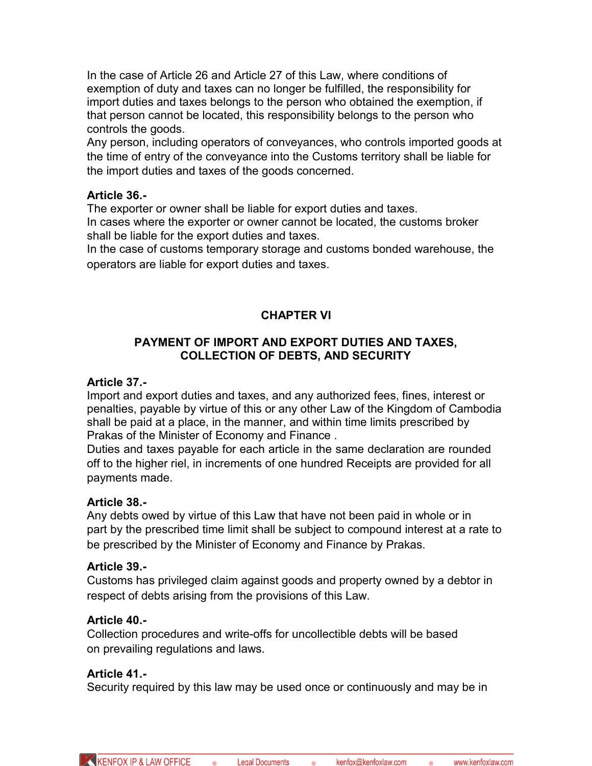In the case of Article 26 and Article 27 of this Law, where conditions of exemption of duty and taxes can no longer be fulfilled, the responsibility for import duties and taxes belongs to the person who obtained the exemption, if that person cannot be located, this responsibility belongs to the person who controls the goods.

Any person, including operators of conveyances, who controls imported goods at the time of entry of the conveyance into the Customs territory shall be liable for the import duties and taxes of the goods concerned.

**Article 36.-**

The exporter or owner shall be liable for export duties and taxes.

In cases where the exporter or owner cannot be located, the customs broker shall be liable for the export duties and taxes.

In the case of customs temporary storage and customs bonded warehouse, the operators are liable for export duties and taxes.

## CHAPTER VI

## PAYMENT OF IMPORT AND EXPORT DUTIES AND TAXES, COLLECTION OF DEBTS, AND SECURITY

**Article 37.-**

Import and export duties and taxes, and any authorized fees, fines, interest or penalties, payable by virtue of this or any other Law of the Kingdom of Cambodia shall be paid at a place, in the manner, and within time limits prescribed by Prakas of the Minister of Economy and Finance .

Duties and taxes payable for each article in the same declaration are rounded off to the higher riel, in increments of one hundred Receipts are provided for all payments made.

**Article 38.-**

Any debts owed by virtue of this Law that have not been paid in whole or in part by the prescribed time limit shall be subject to compound interest at a rate to be prescribed by the Minister of Economy and Finance by Prakas.

**Article 39.-**

Customs has privileged claim against goods and property owned by a debtor in respect of debts arising from the provisions of this Law.

**Article 40.-**

Collection procedures and write-offs for uncollectible debts will be based on prevailing regulations and laws.

**Article 41.-**

Security required by this law may be used once or continuously and may be in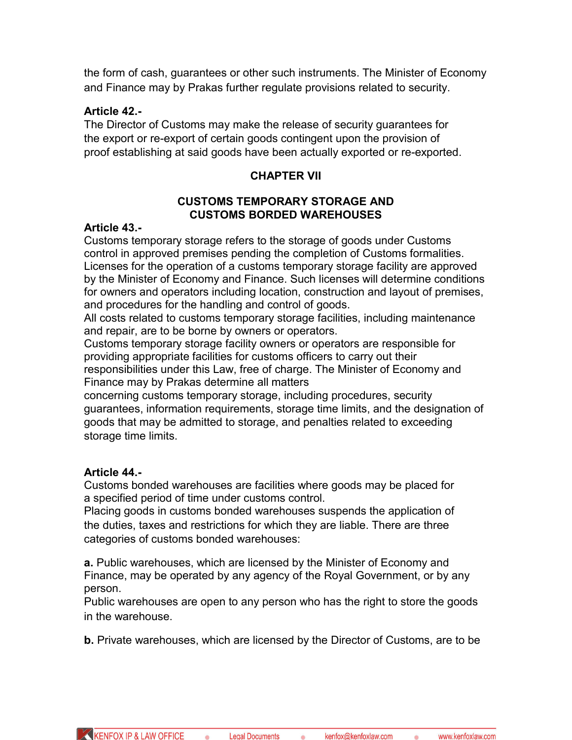the form of cash, guarantees or other such instruments. The Minister of Economy and Finance may by Prakas further regulate provisions related to security.

**Article 42.-**
The Director of Customs may make the release of security guarantees for the export or re-export of certain goods contingent upon the provision of proof establishing at said goods have been actually exported or re-exported.

## CHAPTER VII

## CUSTOMS TEMPORARY STORAGE AND CUSTOMS BORDED WAREHOUSES

**Article 43.-**
Customs temporary storage refers to the storage of goods under Customs control in approved premises pending the completion of Customs formalities. Licenses for the operation of a customs temporary storage facility are approved by the Minister of Economy and Finance. Such licenses will determine conditions for owners and operators including location, construction and layout of premises, and procedures for the handling and control of goods.
All costs related to customs temporary storage facilities, including maintenance and repair, are to be borne by owners or operators.
Customs temporary storage facility owners or operators are responsible for providing appropriate facilities for customs officers to carry out their responsibilities under this Law, free of charge. The Minister of Economy and Finance may by Prakas determine all matters concerning customs temporary storage, including procedures, security guarantees, information requirements, storage time limits, and the designation of goods that may be admitted to storage, and penalties related to exceeding storage time limits.

**Article 44.-**
Customs bonded warehouses are facilities where goods may be placed for a specified period of time under customs control.
Placing goods in customs bonded warehouses suspends the application of the duties, taxes and restrictions for which they are liable. There are three categories of customs bonded warehouses:

**a.** Public warehouses, which are licensed by the Minister of Economy and Finance, may be operated by any agency of the Royal Government, or by any person.
Public warehouses are open to any person who has the right to store the goods in the warehouse.

**b.** Private warehouses, which are licensed by the Director of Customs, are to be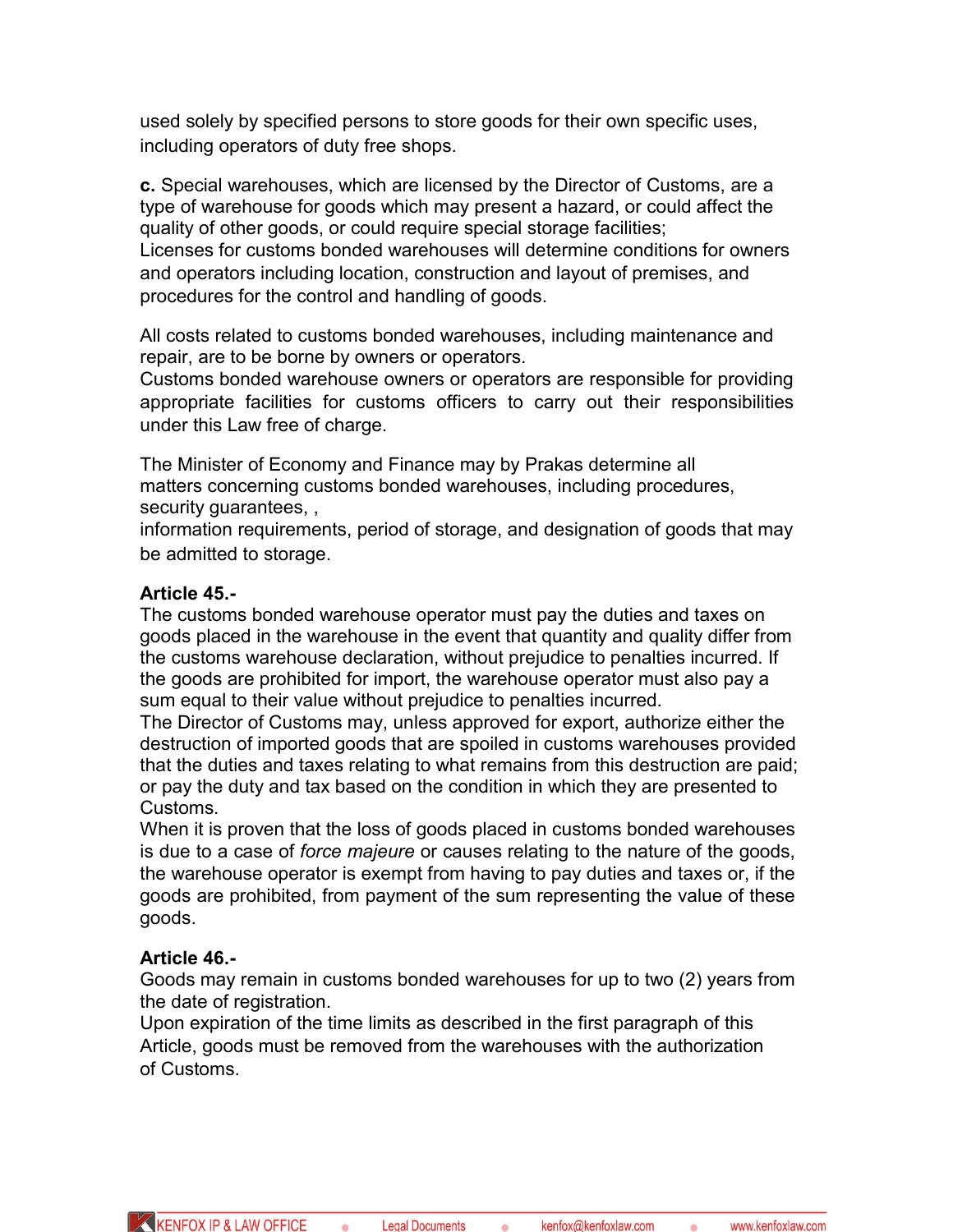used solely by specified persons to store goods for their own specific uses, including operators of duty free shops.

**c.** Special warehouses, which are licensed by the Director of Customs, are a type of warehouse for goods which may present a hazard, or could affect the quality of other goods, or could require special storage facilities;
Licenses for customs bonded warehouses will determine conditions for owners and operators including location, construction and layout of premises, and procedures for the control and handling of goods.

All costs related to customs bonded warehouses, including maintenance and repair, are to be borne by owners or operators.
Customs bonded warehouse owners or operators are responsible for providing appropriate facilities for customs officers to carry out their responsibilities under this Law free of charge.

The Minister of Economy and Finance may by Prakas determine all matters concerning customs bonded warehouses, including procedures, security guarantees, ,
information requirements, period of storage, and designation of goods that may be admitted to storage.

**Article 45.-**
The customs bonded warehouse operator must pay the duties and taxes on goods placed in the warehouse in the event that quantity and quality differ from the customs warehouse declaration, without prejudice to penalties incurred. If the goods are prohibited for import, the warehouse operator must also pay a sum equal to their value without prejudice to penalties incurred.
The Director of Customs may, unless approved for export, authorize either the destruction of imported goods that are spoiled in customs warehouses provided that the duties and taxes relating to what remains from this destruction are paid; or pay the duty and tax based on the condition in which they are presented to Customs.
When it is proven that the loss of goods placed in customs bonded warehouses is due to a case of *force majeure* or causes relating to the nature of the goods, the warehouse operator is exempt from having to pay duties and taxes or, if the goods are prohibited, from payment of the sum representing the value of these goods.

**Article 46.-**
Goods may remain in customs bonded warehouses for up to two (2) years from the date of registration.
Upon expiration of the time limits as described in the first paragraph of this Article, goods must be removed from the warehouses with the authorization of Customs.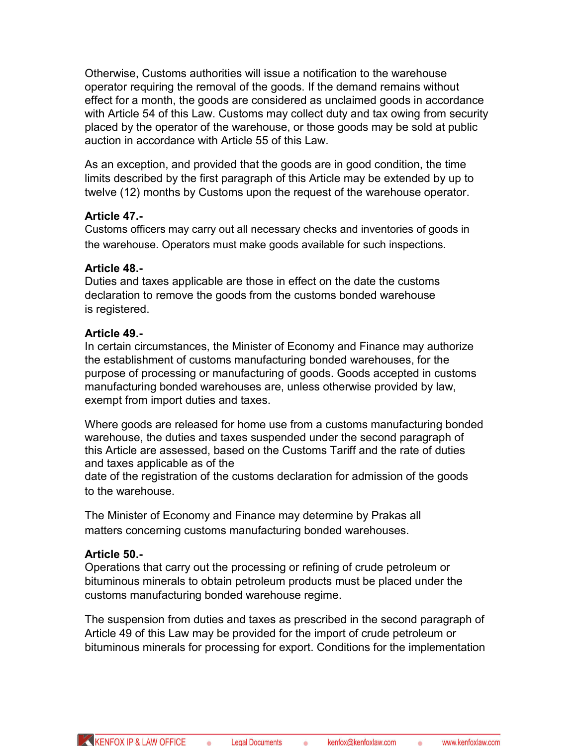Otherwise, Customs authorities will issue a notification to the warehouse operator requiring the removal of the goods. If the demand remains without effect for a month, the goods are considered as unclaimed goods in accordance with Article 54 of this Law. Customs may collect duty and tax owing from security placed by the operator of the warehouse, or those goods may be sold at public auction in accordance with Article 55 of this Law.

As an exception, and provided that the goods are in good condition, the time limits described by the first paragraph of this Article may be extended by up to twelve (12) months by Customs upon the request of the warehouse operator.

**Article 47.-**
Customs officers may carry out all necessary checks and inventories of goods in the warehouse. Operators must make goods available for such inspections.

**Article 48.-**
Duties and taxes applicable are those in effect on the date the customs declaration to remove the goods from the customs bonded warehouse is registered.

**Article 49.-**
In certain circumstances, the Minister of Economy and Finance may authorize the establishment of customs manufacturing bonded warehouses, for the purpose of processing or manufacturing of goods. Goods accepted in customs manufacturing bonded warehouses are, unless otherwise provided by law, exempt from import duties and taxes.

Where goods are released for home use from a customs manufacturing bonded warehouse, the duties and taxes suspended under the second paragraph of this Article are assessed, based on the Customs Tariff and the rate of duties and taxes applicable as of the date of the registration of the customs declaration for admission of the goods to the warehouse.

The Minister of Economy and Finance may determine by Prakas all matters concerning customs manufacturing bonded warehouses.

**Article 50.-**
Operations that carry out the processing or refining of crude petroleum or bituminous minerals to obtain petroleum products must be placed under the customs manufacturing bonded warehouse regime.

The suspension from duties and taxes as prescribed in the second paragraph of Article 49 of this Law may be provided for the import of crude petroleum or bituminous minerals for processing for export. Conditions for the implementation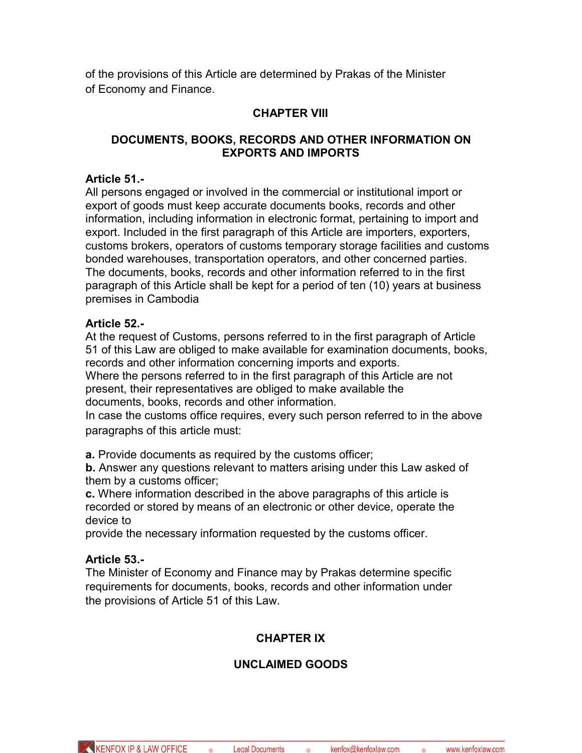of the provisions of this Article are determined by Prakas of the Minister of Economy and Finance.

## CHAPTER VIII

## DOCUMENTS, BOOKS, RECORDS AND OTHER INFORMATION ON EXPORTS AND IMPORTS

**Article 51.-**
All persons engaged or involved in the commercial or institutional import or export of goods must keep accurate documents books, records and other information, including information in electronic format, pertaining to import and export. Included in the first paragraph of this Article are importers, exporters, customs brokers, operators of customs temporary storage facilities and customs bonded warehouses, transportation operators, and other concerned parties.
The documents, books, records and other information referred to in the first paragraph of this Article shall be kept for a period of ten (10) years at business premises in Cambodia

**Article 52.-**
At the request of Customs, persons referred to in the first paragraph of Article 51 of this Law are obliged to make available for examination documents, books, records and other information concerning imports and exports.
Where the persons referred to in the first paragraph of this Article are not present, their representatives are obliged to make available the documents, books, records and other information.
In case the customs office requires, every such person referred to in the above paragraphs of this article must:

**a.** Provide documents as required by the customs officer;
**b.** Answer any questions relevant to matters arising under this Law asked of them by a customs officer;
**c.** Where information described in the above paragraphs of this article is recorded or stored by means of an electronic or other device, operate the device to provide the necessary information requested by the customs officer.

**Article 53.-**
The Minister of Economy and Finance may by Prakas determine specific requirements for documents, books, records and other information under the provisions of Article 51 of this Law.

## CHAPTER IX

## UNCLAIMED GOODS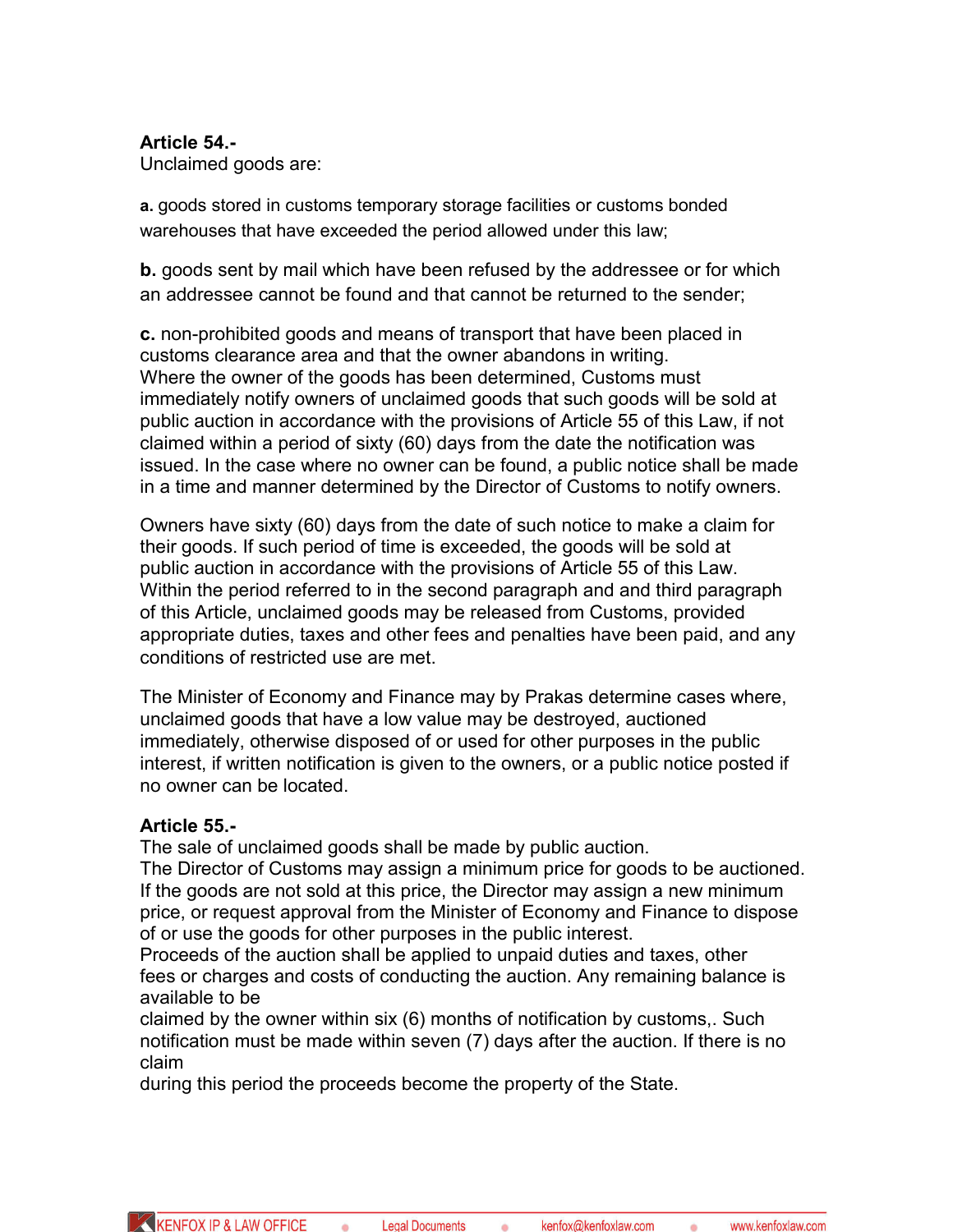**Article 54.-**
Unclaimed goods are:

**a.** goods stored in customs temporary storage facilities or customs bonded warehouses that have exceeded the period allowed under this law;

**b.** goods sent by mail which have been refused by the addressee or for which an addressee cannot be found and that cannot be returned to the sender;

**c.** non-prohibited goods and means of transport that have been placed in customs clearance area and that the owner abandons in writing.
Where the owner of the goods has been determined, Customs must immediately notify owners of unclaimed goods that such goods will be sold at public auction in accordance with the provisions of Article 55 of this Law, if not claimed within a period of sixty (60) days from the date the notification was issued. In the case where no owner can be found, a public notice shall be made in a time and manner determined by the Director of Customs to notify owners.

Owners have sixty (60) days from the date of such notice to make a claim for their goods. If such period of time is exceeded, the goods will be sold at public auction in accordance with the provisions of Article 55 of this Law.
Within the period referred to in the second paragraph and and third paragraph of this Article, unclaimed goods may be released from Customs, provided appropriate duties, taxes and other fees and penalties have been paid, and any conditions of restricted use are met.

The Minister of Economy and Finance may by Prakas determine cases where, unclaimed goods that have a low value may be destroyed, auctioned immediately, otherwise disposed of or used for other purposes in the public interest, if written notification is given to the owners, or a public notice posted if no owner can be located.

**Article 55.-**
The sale of unclaimed goods shall be made by public auction.
The Director of Customs may assign a minimum price for goods to be auctioned. If the goods are not sold at this price, the Director may assign a new minimum price, or request approval from the Minister of Economy and Finance to dispose of or use the goods for other purposes in the public interest.
Proceeds of the auction shall be applied to unpaid duties and taxes, other fees or charges and costs of conducting the auction. Any remaining balance is available to be claimed by the owner within six (6) months of notification by customs,. Such notification must be made within seven (7) days after the auction. If there is no claim during this period the proceeds become the property of the State.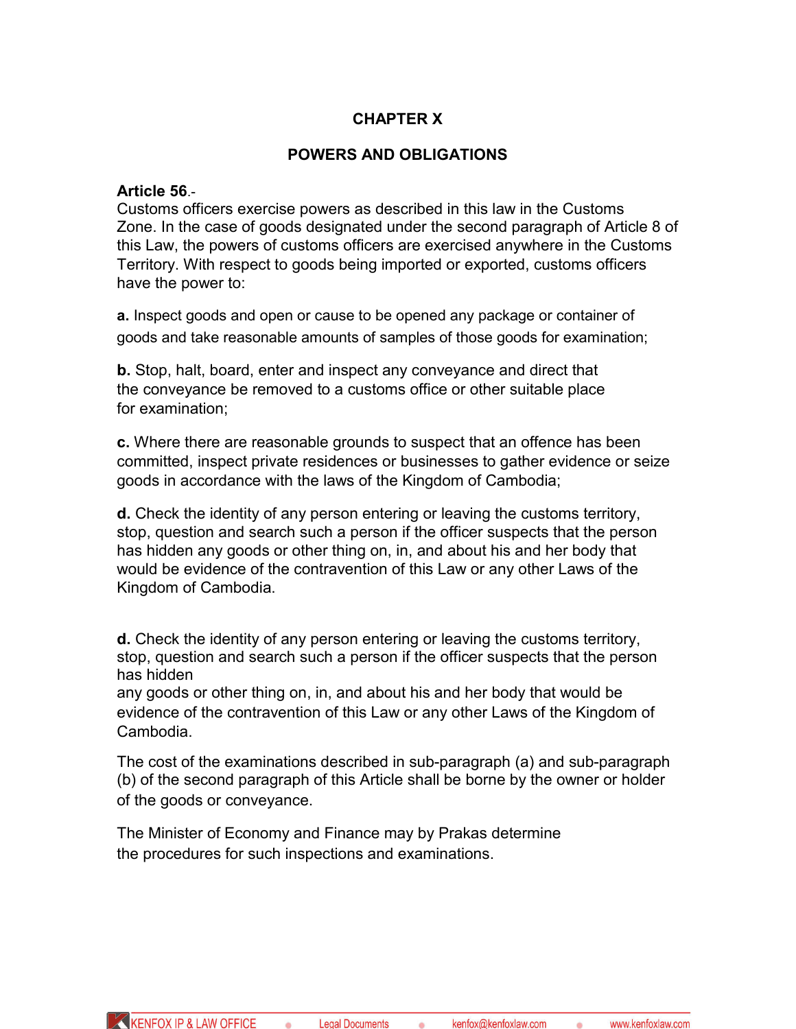## CHAPTER X

## POWERS AND OBLIGATIONS

**Article 56**.-
Customs officers exercise powers as described in this law in the Customs Zone. In the case of goods designated under the second paragraph of Article 8 of this Law, the powers of customs officers are exercised anywhere in the Customs Territory. With respect to goods being imported or exported, customs officers have the power to:

**a.** Inspect goods and open or cause to be opened any package or container of goods and take reasonable amounts of samples of those goods for examination;

**b.** Stop, halt, board, enter and inspect any conveyance and direct that the conveyance be removed to a customs office or other suitable place for examination;

**c.** Where there are reasonable grounds to suspect that an offence has been committed, inspect private residences or businesses to gather evidence or seize goods in accordance with the laws of the Kingdom of Cambodia;

**d.** Check the identity of any person entering or leaving the customs territory, stop, question and search such a person if the officer suspects that the person has hidden any goods or other thing on, in, and about his and her body that would be evidence of the contravention of this Law or any other Laws of the Kingdom of Cambodia.

**d.** Check the identity of any person entering or leaving the customs territory, stop, question and search such a person if the officer suspects that the person has hidden
any goods or other thing on, in, and about his and her body that would be evidence of the contravention of this Law or any other Laws of the Kingdom of Cambodia.

The cost of the examinations described in sub-paragraph (a) and sub-paragraph (b) of the second paragraph of this Article shall be borne by the owner or holder of the goods or conveyance.

The Minister of Economy and Finance may by Prakas determine the procedures for such inspections and examinations.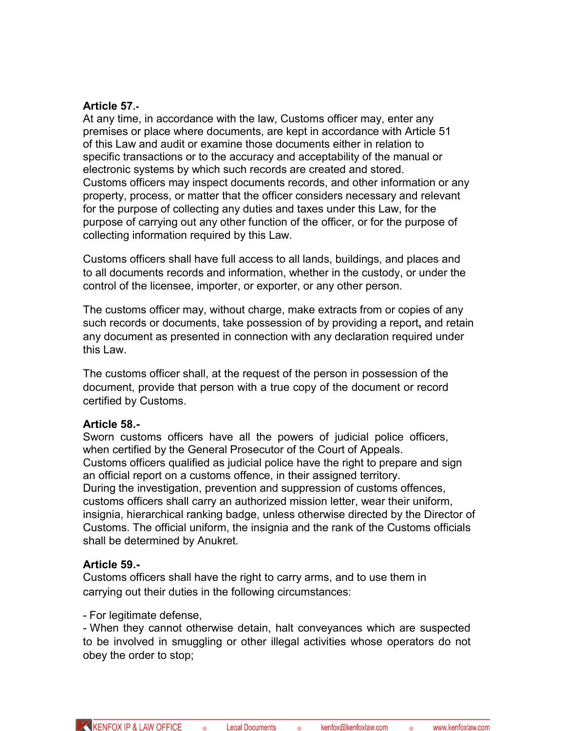**Article 57.-**

At any time, in accordance with the law, Customs officer may, enter any premises or place where documents, are kept in accordance with Article 51 of this Law and audit or examine those documents either in relation to specific transactions or to the accuracy and acceptability of the manual or electronic systems by which such records are created and stored.

Customs officers may inspect documents records, and other information or any property, process, or matter that the officer considers necessary and relevant for the purpose of collecting any duties and taxes under this Law, for the purpose of carrying out any other function of the officer, or for the purpose of collecting information required by this Law.

Customs officers shall have full access to all lands, buildings, and places and to all documents records and information, whether in the custody, or under the control of the licensee, importer, or exporter, or any other person.

The customs officer may, without charge, make extracts from or copies of any such records or documents, take possession of by providing a report**,** and retain any document as presented in connection with any declaration required under this Law.

The customs officer shall, at the request of the person in possession of the document, provide that person with a true copy of the document or record certified by Customs.

**Article 58.-**

Sworn customs officers have all the powers of judicial police officers, when certified by the General Prosecutor of the Court of Appeals.

Customs officers qualified as judicial police have the right to prepare and sign an official report on a customs offence, in their assigned territory.

During the investigation, prevention and suppression of customs offences, customs officers shall carry an authorized mission letter, wear their uniform, insignia, hierarchical ranking badge, unless otherwise directed by the Director of Customs. The official uniform, the insignia and the rank of the Customs officials shall be determined by Anukret*.*

**Article 59.-**

Customs officers shall have the right to carry arms, and to use them in carrying out their duties in the following circumstances:

- For legitimate defense,
- When they cannot otherwise detain, halt conveyances which are suspected to be involved in smuggling or other illegal activities whose operators do not obey the order to stop;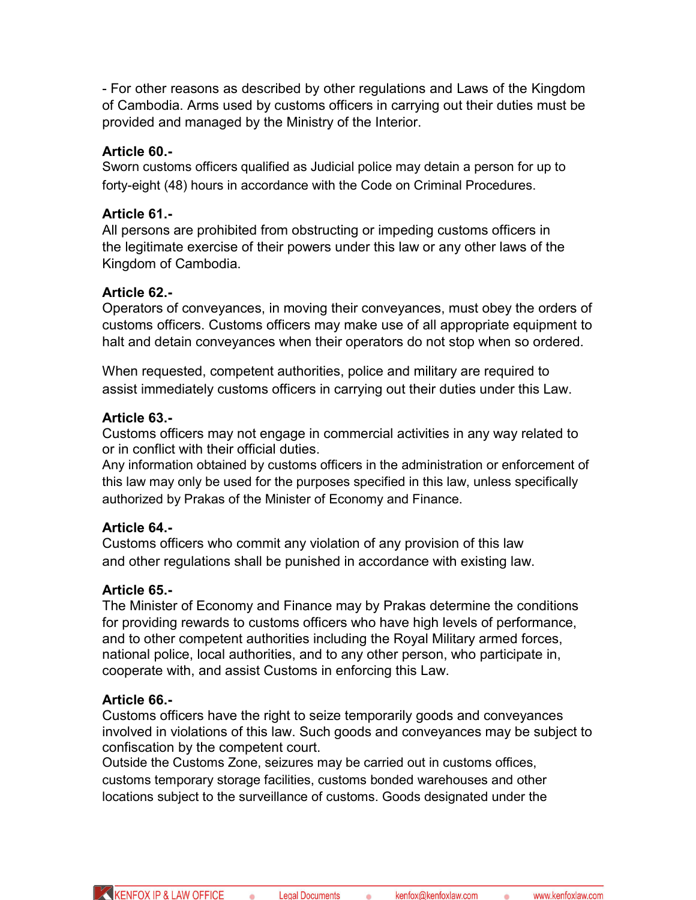- For other reasons as described by other regulations and Laws of the Kingdom of Cambodia. Arms used by customs officers in carrying out their duties must be provided and managed by the Ministry of the Interior.

**Article 60.-**
Sworn customs officers qualified as Judicial police may detain a person for up to forty-eight (48) hours in accordance with the Code on Criminal Procedures.

**Article 61.-**
All persons are prohibited from obstructing or impeding customs officers in the legitimate exercise of their powers under this law or any other laws of the Kingdom of Cambodia.

**Article 62.-**
Operators of conveyances, in moving their conveyances, must obey the orders of customs officers. Customs officers may make use of all appropriate equipment to halt and detain conveyances when their operators do not stop when so ordered.

When requested, competent authorities, police and military are required to assist immediately customs officers in carrying out their duties under this Law.

**Article 63.-**
Customs officers may not engage in commercial activities in any way related to or in conflict with their official duties.
Any information obtained by customs officers in the administration or enforcement of this law may only be used for the purposes specified in this law, unless specifically authorized by Prakas of the Minister of Economy and Finance.

**Article 64.-**
Customs officers who commit any violation of any provision of this law and other regulations shall be punished in accordance with existing law.

**Article 65.-**
The Minister of Economy and Finance may by Prakas determine the conditions for providing rewards to customs officers who have high levels of performance, and to other competent authorities including the Royal Military armed forces, national police, local authorities, and to any other person, who participate in, cooperate with, and assist Customs in enforcing this Law.

**Article 66.-**
Customs officers have the right to seize temporarily goods and conveyances involved in violations of this law. Such goods and conveyances may be subject to confiscation by the competent court.
Outside the Customs Zone, seizures may be carried out in customs offices, customs temporary storage facilities, customs bonded warehouses and other locations subject to the surveillance of customs. Goods designated under the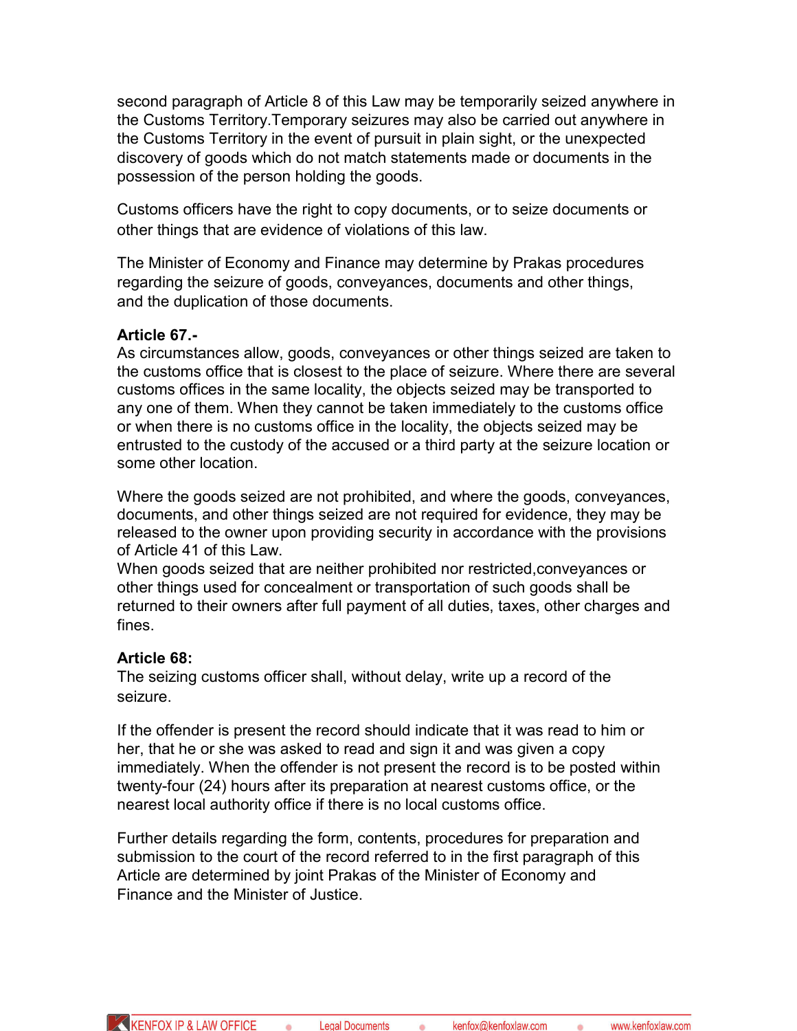second paragraph of Article 8 of this Law may be temporarily seized anywhere in the Customs Territory.Temporary seizures may also be carried out anywhere in the Customs Territory in the event of pursuit in plain sight, or the unexpected discovery of goods which do not match statements made or documents in the possession of the person holding the goods.

Customs officers have the right to copy documents, or to seize documents or other things that are evidence of violations of this law.

The Minister of Economy and Finance may determine by Prakas procedures regarding the seizure of goods, conveyances, documents and other things, and the duplication of those documents.

**Article 67.-**
As circumstances allow, goods, conveyances or other things seized are taken to the customs office that is closest to the place of seizure. Where there are several customs offices in the same locality, the objects seized may be transported to any one of them. When they cannot be taken immediately to the customs office or when there is no customs office in the locality, the objects seized may be entrusted to the custody of the accused or a third party at the seizure location or some other location.

Where the goods seized are not prohibited, and where the goods, conveyances, documents, and other things seized are not required for evidence, they may be released to the owner upon providing security in accordance with the provisions of Article 41 of this Law.
When goods seized that are neither prohibited nor restricted,conveyances or other things used for concealment or transportation of such goods shall be returned to their owners after full payment of all duties, taxes, other charges and fines.

**Article 68:**
The seizing customs officer shall, without delay, write up a record of the seizure.

If the offender is present the record should indicate that it was read to him or her, that he or she was asked to read and sign it and was given a copy immediately. When the offender is not present the record is to be posted within twenty-four (24) hours after its preparation at nearest customs office, or the nearest local authority office if there is no local customs office.

Further details regarding the form, contents, procedures for preparation and submission to the court of the record referred to in the first paragraph of this Article are determined by joint Prakas of the Minister of Economy and Finance and the Minister of Justice.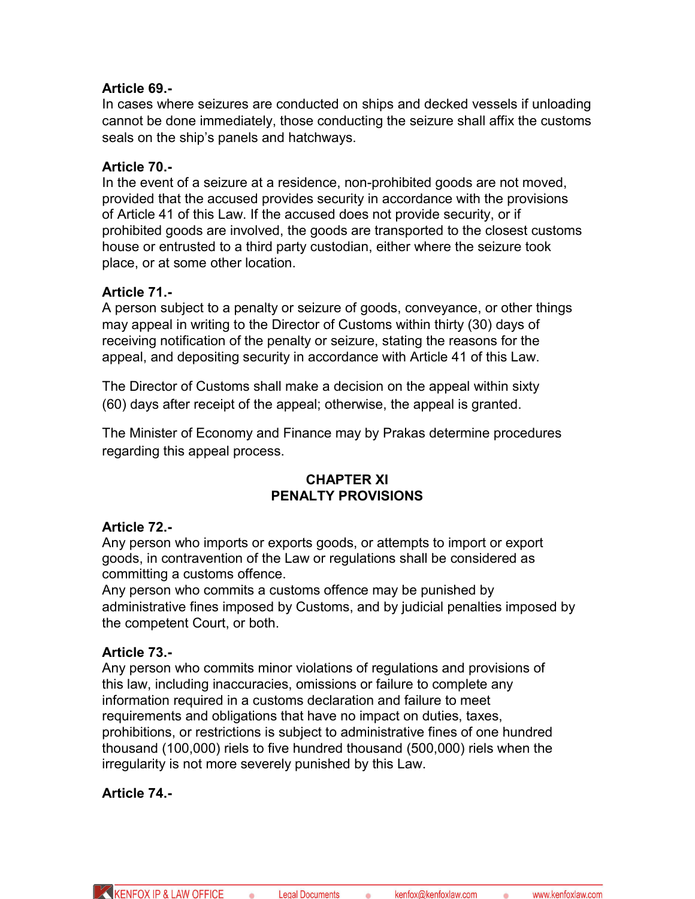**Article 69.-**
In cases where seizures are conducted on ships and decked vessels if unloading cannot be done immediately, those conducting the seizure shall affix the customs seals on the ship's panels and hatchways.

**Article 70.-**
In the event of a seizure at a residence, non-prohibited goods are not moved, provided that the accused provides security in accordance with the provisions of Article 41 of this Law. If the accused does not provide security, or if prohibited goods are involved, the goods are transported to the closest customs house or entrusted to a third party custodian, either where the seizure took place, or at some other location.

**Article 71.-**
A person subject to a penalty or seizure of goods, conveyance, or other things may appeal in writing to the Director of Customs within thirty (30) days of receiving notification of the penalty or seizure, stating the reasons for the appeal, and depositing security in accordance with Article 41 of this Law.

The Director of Customs shall make a decision on the appeal within sixty (60) days after receipt of the appeal; otherwise, the appeal is granted.

The Minister of Economy and Finance may by Prakas determine procedures regarding this appeal process.

## CHAPTER XI
## PENALTY PROVISIONS

**Article 72.-**
Any person who imports or exports goods, or attempts to import or export goods, in contravention of the Law or regulations shall be considered as committing a customs offence.
Any person who commits a customs offence may be punished by administrative fines imposed by Customs, and by judicial penalties imposed by the competent Court, or both.

**Article 73.-**
Any person who commits minor violations of regulations and provisions of this law, including inaccuracies, omissions or failure to complete any information required in a customs declaration and failure to meet requirements and obligations that have no impact on duties, taxes, prohibitions, or restrictions is subject to administrative fines of one hundred thousand (100,000) riels to five hundred thousand (500,000) riels when the irregularity is not more severely punished by this Law.

**Article 74.-**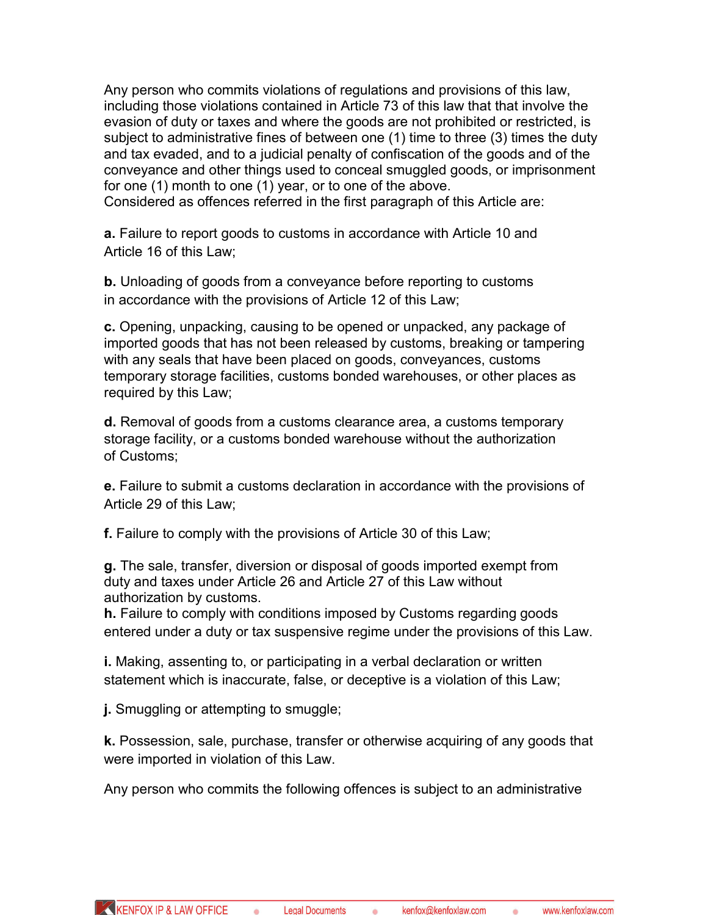Any person who commits violations of regulations and provisions of this law, including those violations contained in Article 73 of this law that that involve the evasion of duty or taxes and where the goods are not prohibited or restricted, is subject to administrative fines of between one (1) time to three (3) times the duty and tax evaded, and to a judicial penalty of confiscation of the goods and of the conveyance and other things used to conceal smuggled goods, or imprisonment for one (1) month to one (1) year, or to one of the above.
Considered as offences referred in the first paragraph of this Article are:

**a.** Failure to report goods to customs in accordance with Article 10 and Article 16 of this Law;

**b.** Unloading of goods from a conveyance before reporting to customs in accordance with the provisions of Article 12 of this Law;

**c.** Opening, unpacking, causing to be opened or unpacked, any package of imported goods that has not been released by customs, breaking or tampering with any seals that have been placed on goods, conveyances, customs temporary storage facilities, customs bonded warehouses, or other places as required by this Law;

**d.** Removal of goods from a customs clearance area, a customs temporary storage facility, or a customs bonded warehouse without the authorization of Customs;

**e.** Failure to submit a customs declaration in accordance with the provisions of Article 29 of this Law;

**f.** Failure to comply with the provisions of Article 30 of this Law;

**g.** The sale, transfer, diversion or disposal of goods imported exempt from duty and taxes under Article 26 and Article 27 of this Law without authorization by customs.
**h.** Failure to comply with conditions imposed by Customs regarding goods entered under a duty or tax suspensive regime under the provisions of this Law.

**i.** Making, assenting to, or participating in a verbal declaration or written statement which is inaccurate, false, or deceptive is a violation of this Law;

**j.** Smuggling or attempting to smuggle;

**k.** Possession, sale, purchase, transfer or otherwise acquiring of any goods that were imported in violation of this Law.

Any person who commits the following offences is subject to an administrative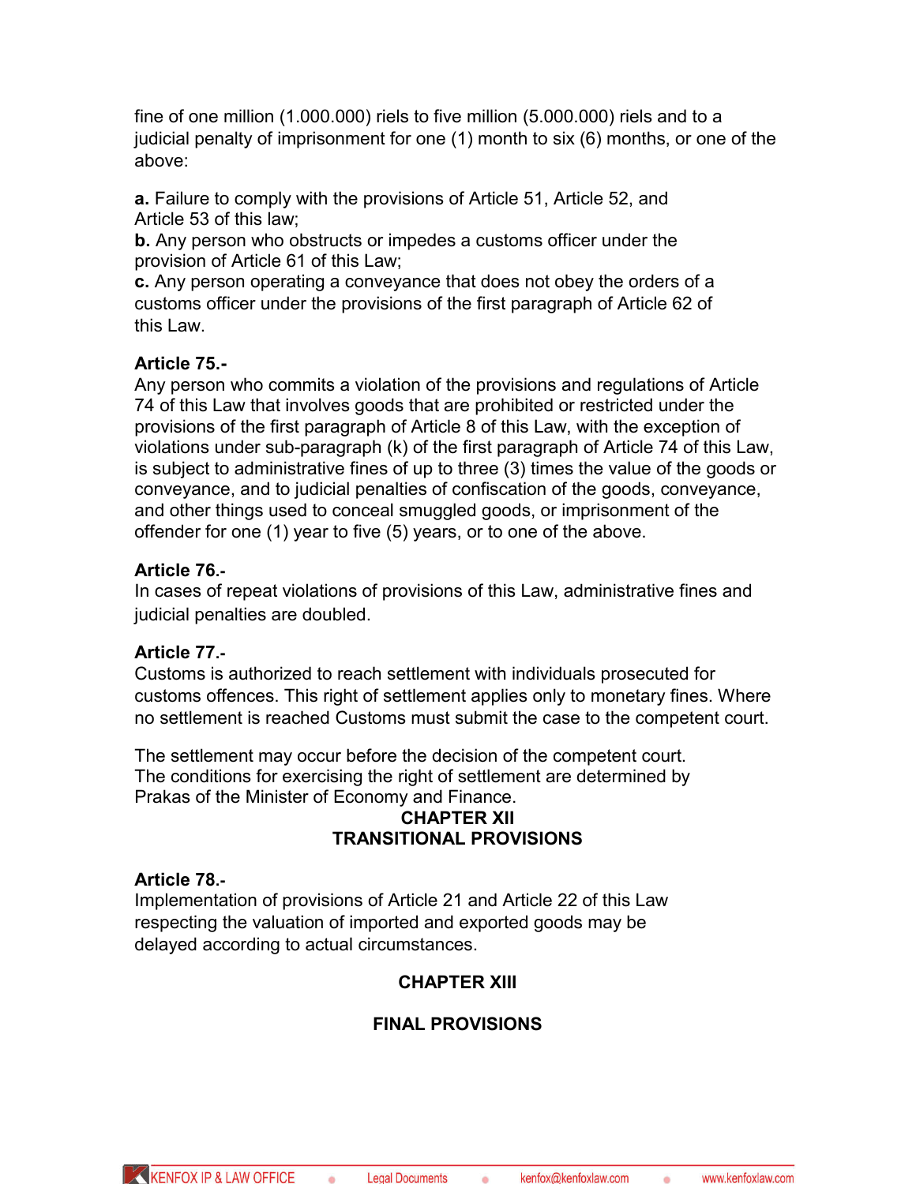fine of one million (1.000.000) riels to five million (5.000.000) riels and to a judicial penalty of imprisonment for one (1) month to six (6) months, or one of the above:

**a.** Failure to comply with the provisions of Article 51, Article 52, and Article 53 of this law;
**b.** Any person who obstructs or impedes a customs officer under the provision of Article 61 of this Law;
**c.** Any person operating a conveyance that does not obey the orders of a customs officer under the provisions of the first paragraph of Article 62 of this Law.

**Article 75.-**
Any person who commits a violation of the provisions and regulations of Article 74 of this Law that involves goods that are prohibited or restricted under the provisions of the first paragraph of Article 8 of this Law, with the exception of violations under sub-paragraph (k) of the first paragraph of Article 74 of this Law, is subject to administrative fines of up to three (3) times the value of the goods or conveyance, and to judicial penalties of confiscation of the goods, conveyance, and other things used to conceal smuggled goods, or imprisonment of the offender for one (1) year to five (5) years, or to one of the above.

**Article 76.-**
In cases of repeat violations of provisions of this Law, administrative fines and judicial penalties are doubled.

**Article 77.-**
Customs is authorized to reach settlement with individuals prosecuted for customs offences. This right of settlement applies only to monetary fines. Where no settlement is reached Customs must submit the case to the competent court.

The settlement may occur before the decision of the competent court. The conditions for exercising the right of settlement are determined by Prakas of the Minister of Economy and Finance.

## CHAPTER XII
## TRANSITIONAL PROVISIONS

**Article 78.-**
Implementation of provisions of Article 21 and Article 22 of this Law respecting the valuation of imported and exported goods may be delayed according to actual circumstances.

## CHAPTER XIII

## FINAL PROVISIONS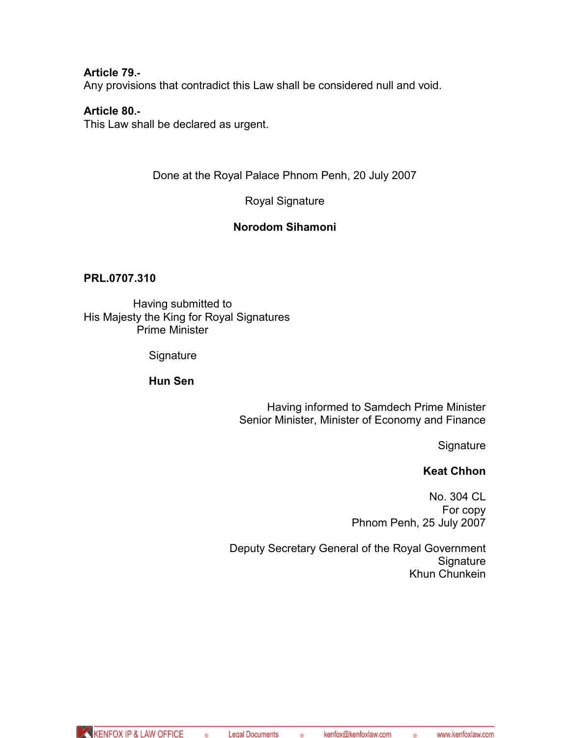**Article 79.-**
Any provisions that contradict this Law shall be considered null and void.

**Article 80.-**
This Law shall be declared as urgent.

Done at the Royal Palace Phnom Penh, 20 July 2007

Royal Signature

**Norodom Sihamoni**

**PRL.0707.310**

Having submitted to
His Majesty the King for Royal Signatures
Prime Minister

Signature

**Hun Sen**

Having informed to Samdech Prime Minister
Senior Minister, Minister of Economy and Finance

Signature

**Keat Chhon**

No. 304 CL
For copy
Phnom Penh, 25 July 2007

Deputy Secretary General of the Royal Government
Signature
Khun Chunkein